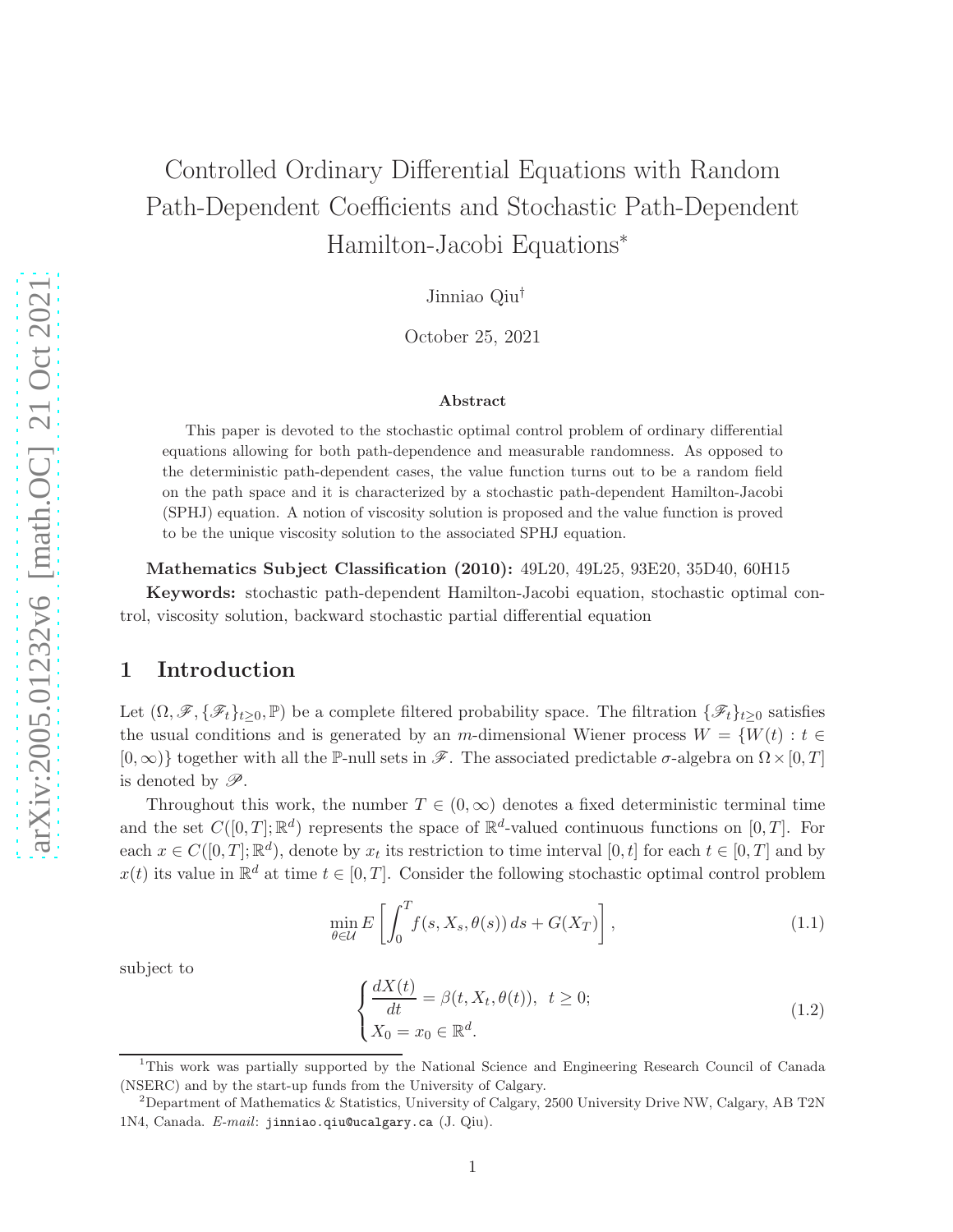# Controlled Ordinary Differential Equations with Random Path-Dependent Coefficients and Stochastic Path-Dependent Hamilton-Jacobi Equations*

Jinniao Qiu†

October 25, 2021

### Abstract

This paper is devoted to the stochastic optimal control problem of ordinary differential equations allowing for both path-dependence and measurable randomness. As opposed to the deterministic path-dependent cases, the value function turns out to be a random field on the path space and it is characterized by a stochastic path-dependent Hamilton-Jacobi (SPHJ) equation. A notion of viscosity solution is proposed and the value function is proved to be the unique viscosity solution to the associated SPHJ equation.

**Mathematics Subject Classification (2010):** 49L20, 49L25, 93E20, 35D40, 60H15

**Keywords:** stochastic path-dependent Hamilton-Jacobi equation, stochastic optimal control, viscosity solution, backward stochastic partial differential equation

## 1 Introduction

Let $(\Omega, \mathscr{F}, \{\mathscr{F}_t\}_{t\geq 0}, \mathbb{P})$ be a complete filtered probability space. The filtration $\{\mathscr{F}_t\}_{t\geq 0}$ satisfies the usual conditions and is generated by an $m$-dimensional Wiener process $W = \{W(t) : t \in [0, \infty)\}$ together with all the $\mathbb{P}$-null sets in $\mathscr{F}$. The associated predictable $\sigma$-algebra on $\Omega \times [0, T]$ is denoted by $\mathscr{P}$.

Throughout this work, the number $T \in (0, \infty)$ denotes a fixed deterministic terminal time and the set $C([0, T]; \mathbb{R}^d)$ represents the space of $\mathbb{R}^d$-valued continuous functions on $[0, T]$. For each $x \in C([0, T]; \mathbb{R}^d)$, denote by $x_t$ its restriction to time interval $[0, t]$ for each $t \in [0, T]$ and by $x(t)$ its value in $\mathbb{R}^d$ at time $t \in [0, T]$. Consider the following stochastic optimal control problem

$$\min_{\theta\in\mathcal{U}} E\left[\int_0^T f(s, X_s, \theta(s))\, ds + G(X_T)\right], \tag{1.1}$$

subject to

$$\begin{cases} \dfrac{dX(t)}{dt} = \beta(t, X_t, \theta(t)), \quad t \geq 0; \\ X_0 = x_0 \in \mathbb{R}^d. \end{cases} \tag{1.2}$$

---

[1] This work was partially supported by the National Science and Engineering Research Council of Canada (NSERC) and by the start-up funds from the University of Calgary.

[2] Department of Mathematics & Statistics, University of Calgary, 2500 University Drive NW, Calgary, AB T2N 1N4, Canada. *E-mail*: jinniao.qiu@ucalgary.ca (J. Qiu).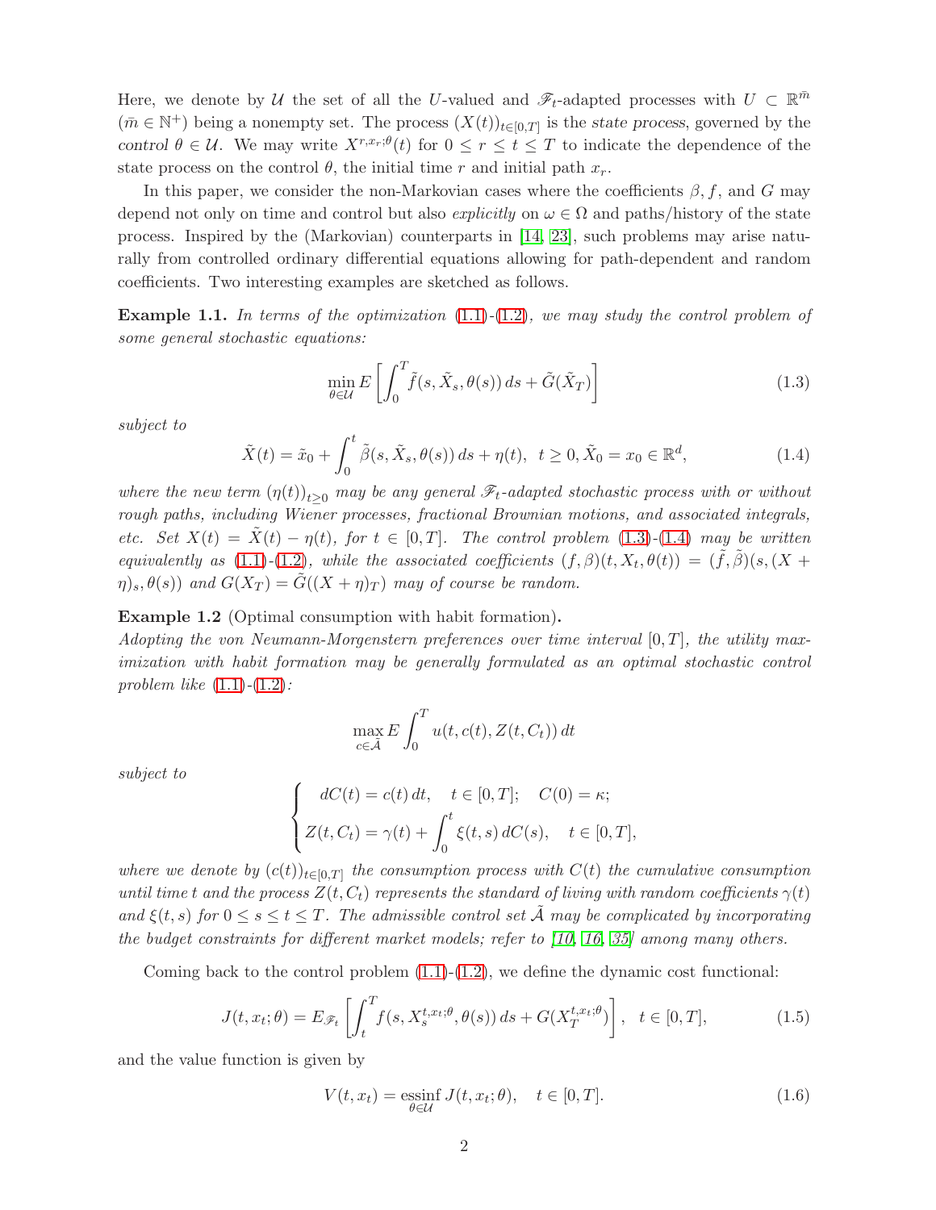Here, we denote by $\mathcal{U}$ the set of all the $U$-valued and $\mathscr{F}_t$-adapted processes with $U \subset \mathbb{R}^{\bar{m}}$ ($\bar{m} \in \mathbb{N}^+$) being a nonempty set. The process $(X(t))_{t\in[0,T]}$ is the *state process*, governed by the *control* $\theta \in \mathcal{U}$. We may write $X^{r,x_r;\theta}(t)$ for $0 \le r \le t \le T$ to indicate the dependence of the state process on the control $\theta$, the initial time $r$ and initial path $x_r$.

In this paper, we consider the non-Markovian cases where the coefficients $\beta, f$, and $G$ may depend not only on time and control but also *explicitly* on $\omega \in \Omega$ and paths/history of the state process. Inspired by the (Markovian) counterparts in [14, 23], such problems may arise naturally from controlled ordinary differential equations allowing for path-dependent and random coefficients. Two interesting examples are sketched as follows.

**Example 1.1.** *In terms of the optimization (1.1)-(1.2), we may study the control problem of some general stochastic equations:*

$$\min_{\theta\in\mathcal{U}} E\left[\int_0^T \tilde{f}(s,\tilde{X}_s,\theta(s))\,ds + \tilde{G}(\tilde{X}_T)\right] \tag{1.3}$$

*subject to*

$$\tilde{X}(t) = \tilde{x}_0 + \int_0^t \tilde{\beta}(s,\tilde{X}_s,\theta(s))\,ds + \eta(t),\ \ t \ge 0, \tilde{X}_0 = x_0 \in \mathbb{R}^d, \tag{1.4}$$

*where the new term $(\eta(t))_{t\ge 0}$ may be any general $\mathscr{F}_t$-adapted stochastic process with or without rough paths, including Wiener processes, fractional Brownian motions, and associated integrals, etc. Set $X(t) = \tilde{X}(t) - \eta(t)$, for $t \in [0,T]$. The control problem (1.3)-(1.4) may be written equivalently as (1.1)-(1.2), while the associated coefficients $(f,\beta)(t,X_t,\theta(t)) = (\tilde{f},\tilde{\beta})(s,(X+\eta)_s,\theta(s))$ and $G(X_T) = \tilde{G}((X+\eta)_T)$ may of course be random.*

**Example 1.2** (Optimal consumption with habit formation)**.**
*Adopting the von Neumann-Morgenstern preferences over time interval $[0,T]$, the utility maximization with habit formation may be generally formulated as an optimal stochastic control problem like (1.1)-(1.2):*

$$\max_{c\in\tilde{\mathcal{A}}} E\int_0^T u(t,c(t),Z(t,C_t))\,dt$$

*subject to*

$$\begin{cases} dC(t) = c(t)\,dt, \quad t \in [0,T]; \quad C(0) = \kappa; \\ Z(t,C_t) = \gamma(t) + \displaystyle\int_0^t \xi(t,s)\,dC(s), \quad t \in [0,T], \end{cases}$$

*where we denote by $(c(t))_{t\in[0,T]}$ the consumption process with $C(t)$ the cumulative consumption until time $t$ and the process $Z(t,C_t)$ represents the standard of living with random coefficients $\gamma(t)$ and $\xi(t,s)$ for $0 \le s \le t \le T$. The admissible control set $\tilde{\mathcal{A}}$ may be complicated by incorporating the budget constraints for different market models; refer to [10, 16, 35] among many others.*

Coming back to the control problem (1.1)-(1.2), we define the dynamic cost functional:

$$J(t,x_t;\theta) = E_{\mathscr{F}_t}\left[\int_t^T f(s,X_s^{t,x_t;\theta},\theta(s))\,ds + G(X_T^{t,x_t;\theta})\right], \quad t \in [0,T], \tag{1.5}$$

and the value function is given by

$$V(t,x_t) = \operatorname*{essinf}_{\theta\in\mathcal{U}} J(t,x_t;\theta), \quad t \in [0,T]. \tag{1.6}$$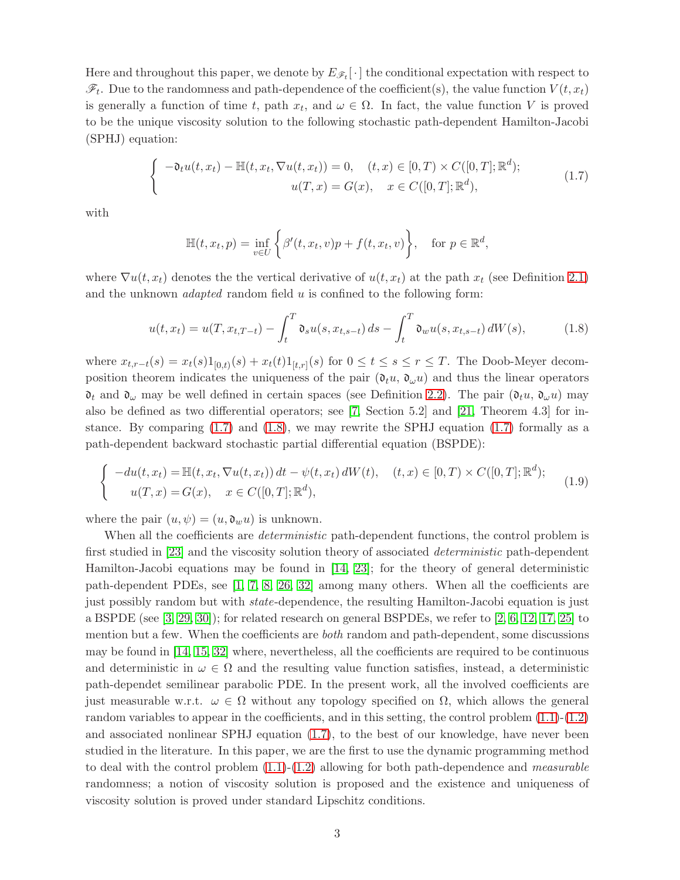Here and throughout this paper, we denote by $E_{\mathscr{F}_t}[\,\cdot\,]$ the conditional expectation with respect to $\mathscr{F}_t$. Due to the randomness and path-dependence of the coefficient(s), the value function $V(t, x_t)$ is generally a function of time $t$, path $x_t$, and $\omega \in \Omega$. In fact, the value function $V$ is proved to be the unique viscosity solution to the following stochastic path-dependent Hamilton-Jacobi (SPHJ) equation:

$$
\left\{
\begin{aligned}
-\mathfrak{d}_t u(t, x_t) - \mathbb{H}(t, x_t, \nabla u(t, x_t)) = 0, &\quad (t, x) \in [0, T) \times C([0, T]; \mathbb{R}^d); \\
u(T, x) = G(x), &\quad x \in C([0, T]; \mathbb{R}^d),
\end{aligned}
\right.
\tag{1.7}
$$

with

$$
\mathbb{H}(t, x_t, p) = \inf_{v \in U} \left\{ \beta'(t, x_t, v) p + f(t, x_t, v) \right\}, \quad \text{for } p \in \mathbb{R}^d,
$$

where $\nabla u(t, x_t)$ denotes the the vertical derivative of $u(t, x_t)$ at the path $x_t$ (see Definition 2.1) and the unknown *adapted* random field $u$ is confined to the following form:

$$
u(t, x_t) = u(T, x_{t,T-t}) - \int_t^T \mathfrak{d}_s u(s, x_{t,s-t})\, ds - \int_t^T \mathfrak{d}_\omega u(s, x_{t,s-t})\, dW(s),
\tag{1.8}
$$

where $x_{t,r-t}(s) = x_t(s)1_{[0,t)}(s) + x_t(t)1_{[t,r]}(s)$ for $0 \le t \le s \le r \le T$. The Doob-Meyer decomposition theorem indicates the uniqueness of the pair $(\mathfrak{d}_t u,\, \mathfrak{d}_\omega u)$ and thus the linear operators $\mathfrak{d}_t$ and $\mathfrak{d}_\omega$ may be well defined in certain spaces (see Definition 2.2). The pair $(\mathfrak{d}_t u,\, \mathfrak{d}_\omega u)$ may also be defined as two differential operators; see [7, Section 5.2] and [21, Theorem 4.3] for instance. By comparing (1.7) and (1.8), we may rewrite the SPHJ equation (1.7) formally as a path-dependent backward stochastic partial differential equation (BSPDE):

$$
\left\{
\begin{aligned}
&-du(t, x_t) = \mathbb{H}(t, x_t, \nabla u(t, x_t))\, dt - \psi(t, x_t)\, dW(t), \quad (t, x) \in [0, T) \times C([0, T]; \mathbb{R}^d); \\
&\quad u(T, x) = G(x), \quad x \in C([0, T]; \mathbb{R}^d),
\end{aligned}
\right.
\tag{1.9}
$$

where the pair $(u, \psi) = (u, \mathfrak{d}_\omega u)$ is unknown.

When all the coefficients are *deterministic* path-dependent functions, the control problem is first studied in [23] and the viscosity solution theory of associated *deterministic* path-dependent Hamilton-Jacobi equations may be found in [14, 23]; for the theory of general deterministic path-dependent PDEs, see [1, 7, 8, 26, 32] among many others. When all the coefficients are just possibly random but with *state*-dependence, the resulting Hamilton-Jacobi equation is just a BSPDE (see [3, 29, 30]); for related research on general BSPDEs, we refer to [2, 6, 12, 17, 25] to mention but a few. When the coefficients are *both* random and path-dependent, some discussions may be found in [14, 15, 32] where, nevertheless, all the coefficients are required to be continuous and deterministic in $\omega \in \Omega$ and the resulting value function satisfies, instead, a deterministic path-dependet semilinear parabolic PDE. In the present work, all the involved coefficients are just measurable w.r.t. $\omega \in \Omega$ without any topology specified on $\Omega$, which allows the general random variables to appear in the coefficients, and in this setting, the control problem (1.1)-(1.2) and associated nonlinear SPHJ equation (1.7), to the best of our knowledge, have never been studied in the literature. In this paper, we are the first to use the dynamic programming method to deal with the control problem (1.1)-(1.2) allowing for both path-dependence and *measurable* randomness; a notion of viscosity solution is proposed and the existence and uniqueness of viscosity solution is proved under standard Lipschitz conditions.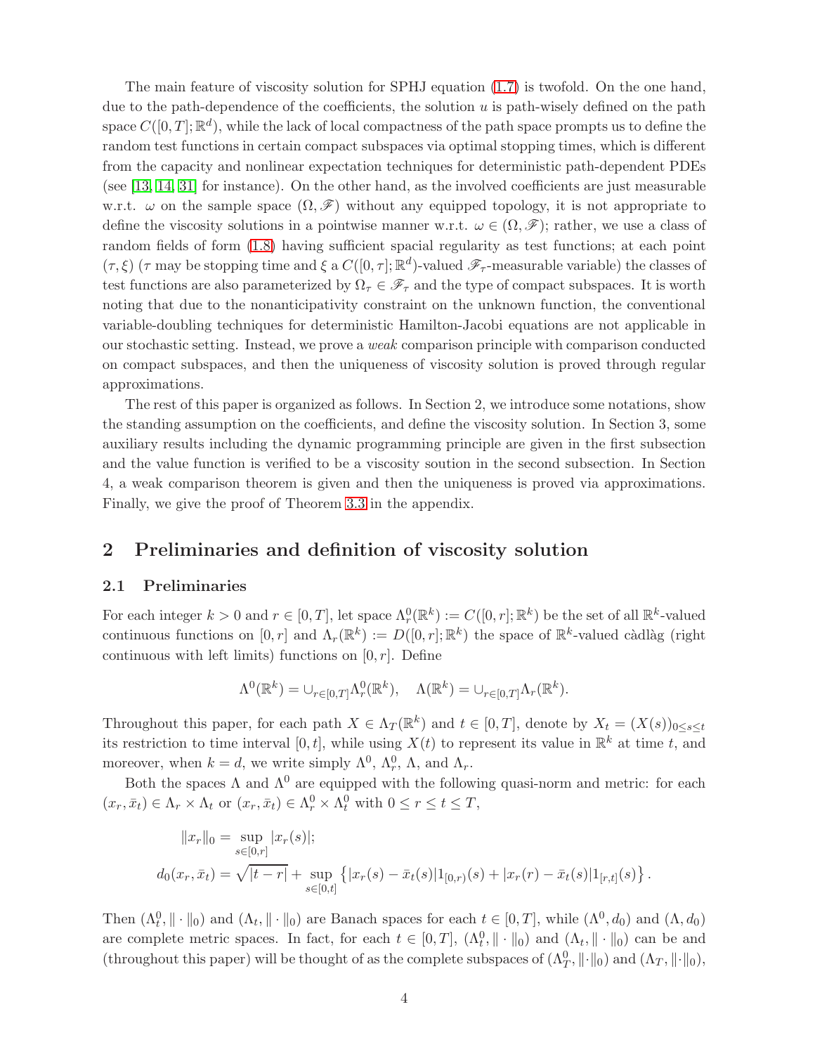The main feature of viscosity solution for SPHJ equation (1.7) is twofold. On the one hand, due to the path-dependence of the coefficients, the solution $u$ is path-wisely defined on the path space $C([0,T];\mathbb{R}^d)$, while the lack of local compactness of the path space prompts us to define the random test functions in certain compact subspaces via optimal stopping times, which is different from the capacity and nonlinear expectation techniques for deterministic path-dependent PDEs (see [13, 14, 31] for instance). On the other hand, as the involved coefficients are just measurable w.r.t. $\omega$ on the sample space $(\Omega, \mathscr{F})$ without any equipped topology, it is not appropriate to define the viscosity solutions in a pointwise manner w.r.t. $\omega \in (\Omega, \mathscr{F})$; rather, we use a class of random fields of form (1.8) having sufficient spacial regularity as test functions; at each point $(\tau, \xi)$ ($\tau$ may be stopping time and $\xi$ a $C([0,\tau];\mathbb{R}^d)$-valued $\mathscr{F}_\tau$-measurable variable) the classes of test functions are also parameterized by $\Omega_\tau \in \mathscr{F}_\tau$ and the type of compact subspaces. It is worth noting that due to the nonanticipativity constraint on the unknown function, the conventional variable-doubling techniques for deterministic Hamilton-Jacobi equations are not applicable in our stochastic setting. Instead, we prove a *weak* comparison principle with comparison conducted on compact subspaces, and then the uniqueness of viscosity solution is proved through regular approximations.

The rest of this paper is organized as follows. In Section 2, we introduce some notations, show the standing assumption on the coefficients, and define the viscosity solution. In Section 3, some auxiliary results including the dynamic programming principle are given in the first subsection and the value function is verified to be a viscosity soution in the second subsection. In Section 4, a weak comparison theorem is given and then the uniqueness is proved via approximations. Finally, we give the proof of Theorem 3.3 in the appendix.

## 2 Preliminaries and definition of viscosity solution

### 2.1 Preliminaries

For each integer $k > 0$ and $r \in [0,T]$, let space $\Lambda_r^0(\mathbb{R}^k) := C([0,r];\mathbb{R}^k)$ be the set of all $\mathbb{R}^k$-valued continuous functions on $[0,r]$ and $\Lambda_r(\mathbb{R}^k) := D([0,r];\mathbb{R}^k)$ the space of $\mathbb{R}^k$-valued càdlàg (right continuous with left limits) functions on $[0,r]$. Define

$$\Lambda^0(\mathbb{R}^k) = \cup_{r\in[0,T]}\Lambda_r^0(\mathbb{R}^k), \quad \Lambda(\mathbb{R}^k) = \cup_{r\in[0,T]}\Lambda_r(\mathbb{R}^k).$$

Throughout this paper, for each path $X \in \Lambda_T(\mathbb{R}^k)$ and $t \in [0,T]$, denote by $X_t = (X(s))_{0\le s\le t}$ its restriction to time interval $[0,t]$, while using $X(t)$ to represent its value in $\mathbb{R}^k$ at time $t$, and moreover, when $k = d$, we write simply $\Lambda^0$, $\Lambda_r^0$, $\Lambda$, and $\Lambda_r$.

Both the spaces $\Lambda$ and $\Lambda^0$ are equipped with the following quasi-norm and metric: for each $(x_r, \bar{x}_t) \in \Lambda_r \times \Lambda_t$ or $(x_r, \bar{x}_t) \in \Lambda_r^0 \times \Lambda_t^0$ with $0 \le r \le t \le T$,

$$\|x_r\|_0 = \sup_{s\in[0,r]} |x_r(s)|;$$
$$d_0(x_r, \bar{x}_t) = \sqrt{|t-r|} + \sup_{s\in[0,t]} \left\{ |x_r(s) - \bar{x}_t(s)| 1_{[0,r)}(s) + |x_r(r) - \bar{x}_t(s)| 1_{[r,t]}(s) \right\}.$$

Then $(\Lambda_t^0, \|\cdot\|_0)$ and $(\Lambda_t, \|\cdot\|_0)$ are Banach spaces for each $t \in [0,T]$, while $(\Lambda^0, d_0)$ and $(\Lambda, d_0)$ are complete metric spaces. In fact, for each $t \in [0,T]$, $(\Lambda_t^0, \|\cdot\|_0)$ and $(\Lambda_t, \|\cdot\|_0)$ can be and (throughout this paper) will be thought of as the complete subspaces of $(\Lambda_T^0, \|\cdot\|_0)$ and $(\Lambda_T, \|\cdot\|_0)$,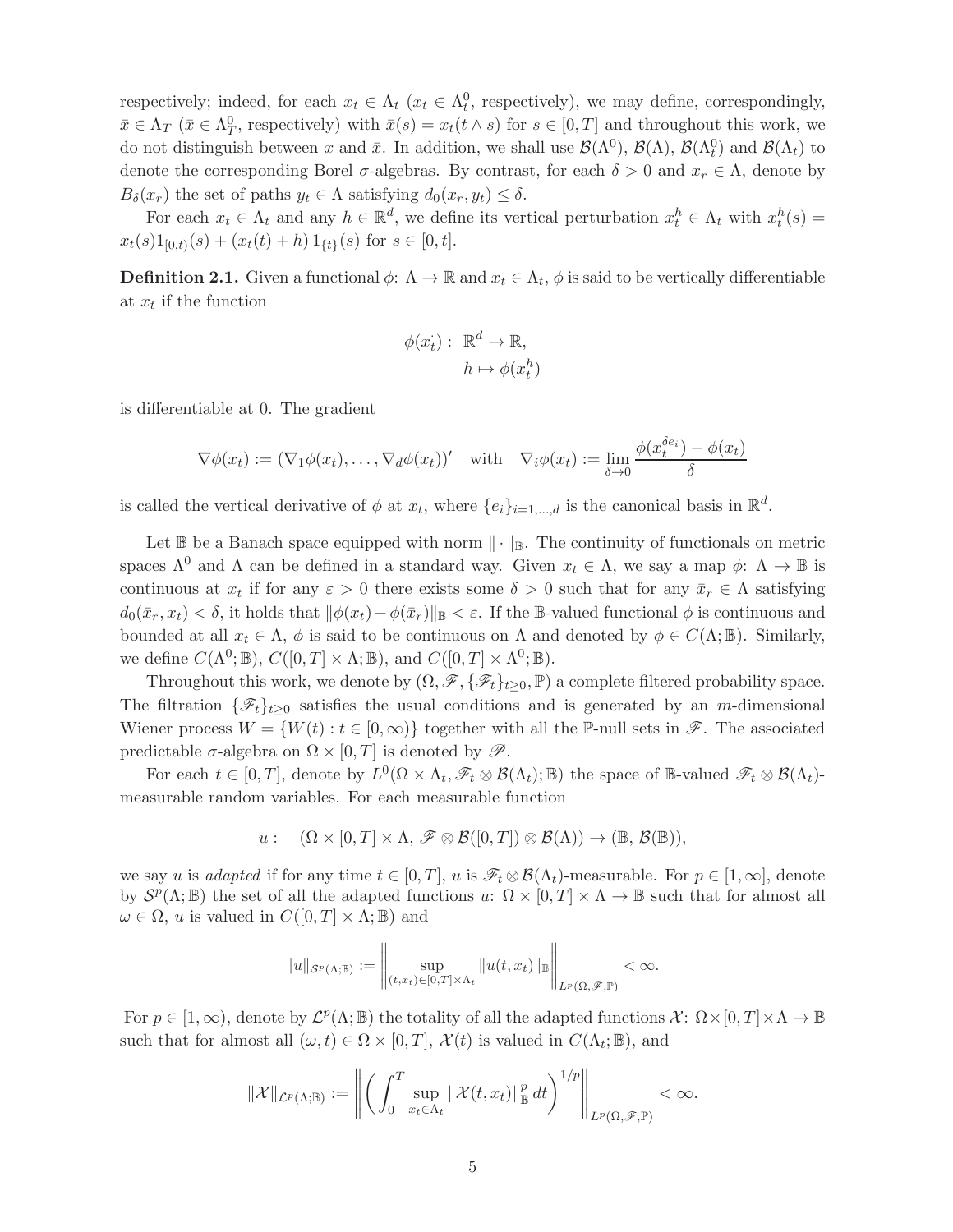respectively; indeed, for each $x_t \in \Lambda_t$ ($x_t \in \Lambda_t^0$, respectively), we may define, correspondingly, $\bar{x} \in \Lambda_T$ ($\bar{x} \in \Lambda_T^0$, respectively) with $\bar{x}(s) = x_t(t \wedge s)$ for $s \in [0,T]$ and throughout this work, we do not distinguish between $x$ and $\bar{x}$. In addition, we shall use $\mathcal{B}(\Lambda^0)$, $\mathcal{B}(\Lambda)$, $\mathcal{B}(\Lambda_t^0)$ and $\mathcal{B}(\Lambda_t)$ to denote the corresponding Borel $\sigma$-algebras. By contrast, for each $\delta > 0$ and $x_r \in \Lambda$, denote by $B_\delta(x_r)$ the set of paths $y_t \in \Lambda$ satisfying $d_0(x_r, y_t) \leq \delta$.

For each $x_t \in \Lambda_t$ and any $h \in \mathbb{R}^d$, we define its vertical perturbation $x_t^h \in \Lambda_t$ with $x_t^h(s) = x_t(s)1_{[0,t)}(s) + (x_t(t) + h)\, 1_{\{t\}}(s)$ for $s \in [0,t]$.

**Definition 2.1.** Given a functional $\phi$: $\Lambda \to \mathbb{R}$ and $x_t \in \Lambda_t$, $\phi$ is said to be vertically differentiable at $x_t$ if the function

$$
\begin{aligned}
\phi(x_t^{\cdot}):\ & \mathbb{R}^d \to \mathbb{R}, \\
& h \mapsto \phi(x_t^h)
\end{aligned}
$$

is differentiable at 0. The gradient

$$
\nabla\phi(x_t) := (\nabla_1\phi(x_t), \ldots, \nabla_d\phi(x_t))' \quad \text{with} \quad \nabla_i\phi(x_t) := \lim_{\delta \to 0} \frac{\phi(x_t^{\delta e_i}) - \phi(x_t)}{\delta}
$$

is called the vertical derivative of $\phi$ at $x_t$, where $\{e_i\}_{i=1,\ldots,d}$ is the canonical basis in $\mathbb{R}^d$.

Let $\mathbb{B}$ be a Banach space equipped with norm $\|\cdot\|_{\mathbb{B}}$. The continuity of functionals on metric spaces $\Lambda^0$ and $\Lambda$ can be defined in a standard way. Given $x_t \in \Lambda$, we say a map $\phi$: $\Lambda \to \mathbb{B}$ is continuous at $x_t$ if for any $\varepsilon > 0$ there exists some $\delta > 0$ such that for any $\bar{x}_r \in \Lambda$ satisfying $d_0(\bar{x}_r, x_t) < \delta$, it holds that $\|\phi(x_t) - \phi(\bar{x}_r)\|_{\mathbb{B}} < \varepsilon$. If the $\mathbb{B}$-valued functional $\phi$ is continuous and bounded at all $x_t \in \Lambda$, $\phi$ is said to be continuous on $\Lambda$ and denoted by $\phi \in C(\Lambda; \mathbb{B})$. Similarly, we define $C(\Lambda^0; \mathbb{B})$, $C([0,T] \times \Lambda; \mathbb{B})$, and $C([0,T] \times \Lambda^0; \mathbb{B})$.

Throughout this work, we denote by $(\Omega, \mathscr{F}, \{\mathscr{F}_t\}_{t\geq 0}, \mathbb{P})$ a complete filtered probability space. The filtration $\{\mathscr{F}_t\}_{t\geq 0}$ satisfies the usual conditions and is generated by an $m$-dimensional Wiener process $W = \{W(t) : t \in [0,\infty)\}$ together with all the $\mathbb{P}$-null sets in $\mathscr{F}$. The associated predictable $\sigma$-algebra on $\Omega \times [0,T]$ is denoted by $\mathscr{P}$.

For each $t \in [0,T]$, denote by $L^0(\Omega \times \Lambda_t, \mathscr{F}_t \otimes \mathcal{B}(\Lambda_t); \mathbb{B})$ the space of $\mathbb{B}$-valued $\mathscr{F}_t \otimes \mathcal{B}(\Lambda_t)$-measurable random variables. For each measurable function

$$
u: \quad (\Omega \times [0,T] \times \Lambda,\ \mathscr{F} \otimes \mathcal{B}([0,T]) \otimes \mathcal{B}(\Lambda)) \to (\mathbb{B},\ \mathcal{B}(\mathbb{B})),
$$

we say $u$ is *adapted* if for any time $t \in [0,T]$, $u$ is $\mathscr{F}_t \otimes \mathcal{B}(\Lambda_t)$-measurable. For $p \in [1,\infty]$, denote by $\mathcal{S}^p(\Lambda; \mathbb{B})$ the set of all the adapted functions $u$: $\Omega \times [0,T] \times \Lambda \to \mathbb{B}$ such that for almost all $\omega \in \Omega$, $u$ is valued in $C([0,T] \times \Lambda; \mathbb{B})$ and

$$
\|u\|_{\mathcal{S}^p(\Lambda;\mathbb{B})} := \left\| \sup_{(t,x_t)\in[0,T]\times\Lambda_t} \|u(t,x_t)\|_{\mathbb{B}} \right\|_{L^p(\Omega,\mathscr{F},\mathbb{P})} < \infty.
$$

For $p \in [1,\infty)$, denote by $\mathcal{L}^p(\Lambda; \mathbb{B})$ the totality of all the adapted functions $\mathcal{X}$: $\Omega \times [0,T] \times \Lambda \to \mathbb{B}$ such that for almost all $(\omega, t) \in \Omega \times [0,T]$, $\mathcal{X}(t)$ is valued in $C(\Lambda_t; \mathbb{B})$, and

$$
\|\mathcal{X}\|_{\mathcal{L}^p(\Lambda;\mathbb{B})} := \left\| \left( \int_0^T \sup_{x_t\in\Lambda_t} \|\mathcal{X}(t,x_t)\|_{\mathbb{B}}^p \, dt \right)^{1/p} \right\|_{L^p(\Omega,\mathscr{F},\mathbb{P})} < \infty.
$$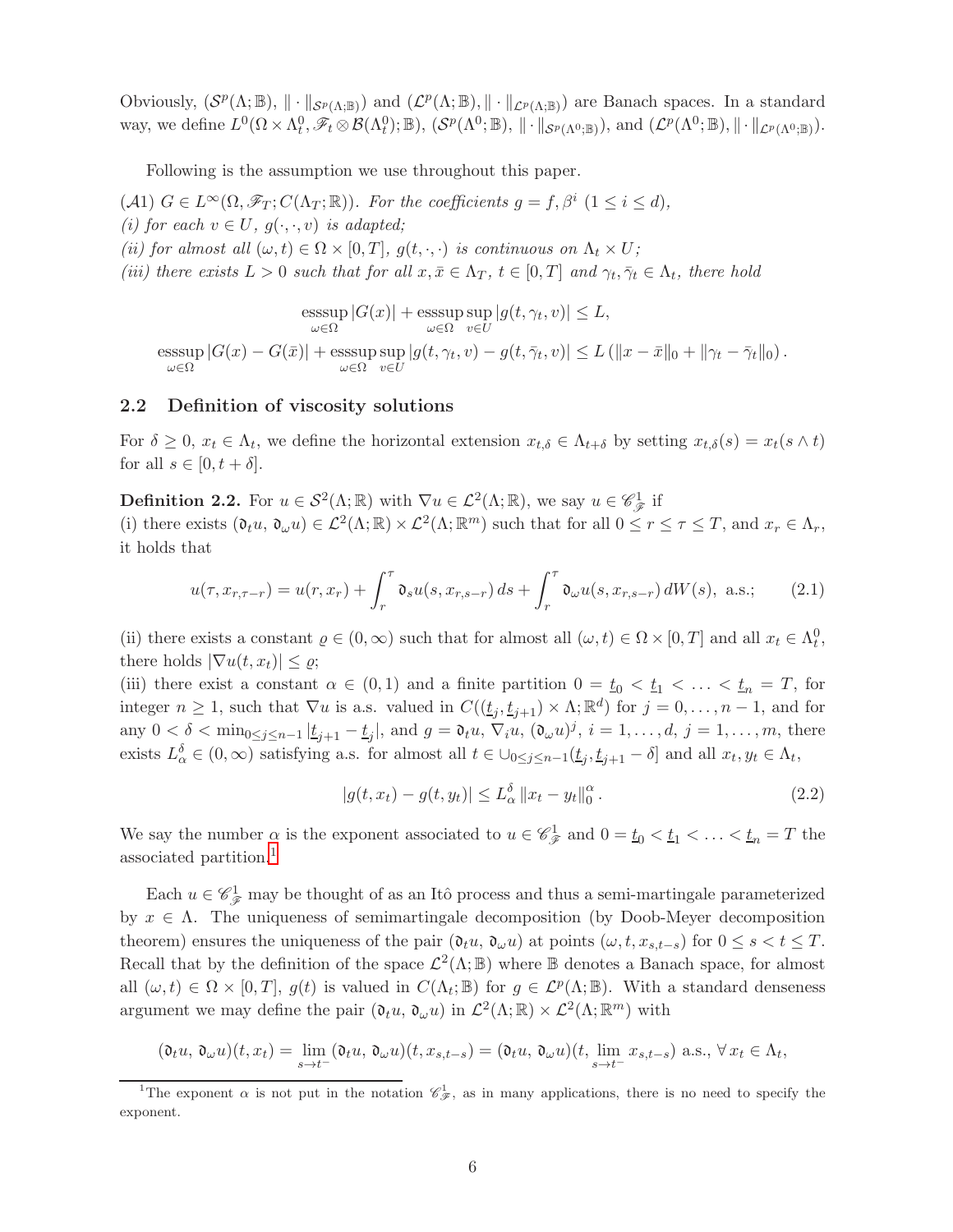Obviously, $(\mathcal{S}^p(\Lambda;\mathbb{B}), \|\cdot\|_{\mathcal{S}^p(\Lambda;\mathbb{B})})$ and $(\mathcal{L}^p(\Lambda;\mathbb{B}), \|\cdot\|_{\mathcal{L}^p(\Lambda;\mathbb{B})})$ are Banach spaces. In a standard way, we define $L^0(\Omega\times\Lambda_t^0, \mathscr{F}_t\otimes\mathcal{B}(\Lambda_t^0);\mathbb{B})$, $(\mathcal{S}^p(\Lambda^0;\mathbb{B}), \|\cdot\|_{\mathcal{S}^p(\Lambda^0;\mathbb{B})})$, and $(\mathcal{L}^p(\Lambda^0;\mathbb{B}), \|\cdot\|_{\mathcal{L}^p(\Lambda^0;\mathbb{B})})$.

Following is the assumption we use throughout this paper.

$(\mathcal{A}1)$ $G\in L^\infty(\Omega,\mathscr{F}_T;C(\Lambda_T;\mathbb{R}))$. *For the coefficients* $g=f,\beta^i$ $(1\le i\le d)$,
*(i) for each* $v\in U$, $g(\cdot,\cdot,v)$ *is adapted;*
*(ii) for almost all* $(\omega,t)\in\Omega\times[0,T]$, $g(t,\cdot,\cdot)$ *is continuous on* $\Lambda_t\times U$;
*(iii) there exists* $L>0$ *such that for all* $x,\bar{x}\in\Lambda_T$, $t\in[0,T]$ *and* $\gamma_t,\bar{\gamma}_t\in\Lambda_t$, *there hold*

$$\operatorname*{esssup}_{\omega\in\Omega}|G(x)| + \operatorname*{esssup}_{\omega\in\Omega}\sup_{v\in U}|g(t,\gamma_t,v)|\le L,$$

$$\operatorname*{esssup}_{\omega\in\Omega}|G(x)-G(\bar{x})| + \operatorname*{esssup}_{\omega\in\Omega}\sup_{v\in U}|g(t,\gamma_t,v)-g(t,\bar{\gamma}_t,v)|\le L\left(\|x-\bar{x}\|_0+\|\gamma_t-\bar{\gamma}_t\|_0\right).$$

### 2.2 Definition of viscosity solutions

For $\delta\ge 0$, $x_t\in\Lambda_t$, we define the horizontal extension $x_{t,\delta}\in\Lambda_{t+\delta}$ by setting $x_{t,\delta}(s)=x_t(s\wedge t)$ for all $s\in[0,t+\delta]$.

**Definition 2.2.** For $u\in\mathcal{S}^2(\Lambda;\mathbb{R})$ with $\nabla u\in\mathcal{L}^2(\Lambda;\mathbb{R})$, we say $u\in\mathscr{C}^1_{\mathscr{F}}$ if
(i) there exists $(\mathfrak{d}_t u,\, \mathfrak{d}_\omega u)\in\mathcal{L}^2(\Lambda;\mathbb{R})\times\mathcal{L}^2(\Lambda;\mathbb{R}^m)$ such that for all $0\le r\le\tau\le T$, and $x_r\in\Lambda_r$, it holds that

$$u(\tau,x_{r,\tau-r}) = u(r,x_r) + \int_r^\tau \mathfrak{d}_s u(s,x_{r,s-r})\,ds + \int_r^\tau \mathfrak{d}_\omega u(s,x_{r,s-r})\,dW(s),\ \text{a.s.};\tag{2.1}$$

(ii) there exists a constant $\varrho\in(0,\infty)$ such that for almost all $(\omega,t)\in\Omega\times[0,T]$ and all $x_t\in\Lambda_t^0$, there holds $|\nabla u(t,x_t)|\le\varrho$;
(iii) there exist a constant $\alpha\in(0,1)$ and a finite partition $0=\underline{t}_0<\underline{t}_1<\ldots<\underline{t}_n=T$, for integer $n\ge 1$, such that $\nabla u$ is a.s. valued in $C((\underline{t}_j,\underline{t}_{j+1})\times\Lambda;\mathbb{R}^d)$ for $j=0,\ldots,n-1$, and for any $0<\delta<\min_{0\le j\le n-1}|\underline{t}_{j+1}-\underline{t}_j|$, and $g=\mathfrak{d}_t u$, $\nabla_i u$, $(\mathfrak{d}_\omega u)^j$, $i=1,\ldots,d$, $j=1,\ldots,m$, there exists $L^\delta_\alpha\in(0,\infty)$ satisfying a.s. for almost all $t\in\cup_{0\le j\le n-1}(\underline{t}_j,\underline{t}_{j+1}-\delta]$ and all $x_t,y_t\in\Lambda_t$,

$$|g(t,x_t)-g(t,y_t)|\le L^\delta_\alpha\,\|x_t-y_t\|_0^\alpha.\tag{2.2}$$

We say the number $\alpha$ is the exponent associated to $u\in\mathscr{C}^1_{\mathscr{F}}$ and $0=\underline{t}_0<\underline{t}_1<\ldots<\underline{t}_n=T$ the associated partition.[1]

Each $u\in\mathscr{C}^1_{\mathscr{F}}$ may be thought of as an Itô process and thus a semi-martingale parameterized by $x\in\Lambda$. The uniqueness of semimartingale decomposition (by Doob-Meyer decomposition theorem) ensures the uniqueness of the pair $(\mathfrak{d}_t u,\,\mathfrak{d}_\omega u)$ at points $(\omega,t,x_{s,t-s})$ for $0\le s<t\le T$. Recall that by the definition of the space $\mathcal{L}^2(\Lambda;\mathbb{B})$ where $\mathbb{B}$ denotes a Banach space, for almost all $(\omega,t)\in\Omega\times[0,T]$, $g(t)$ is valued in $C(\Lambda_t;\mathbb{B})$ for $g\in\mathcal{L}^p(\Lambda;\mathbb{B})$. With a standard denseness argument we may define the pair $(\mathfrak{d}_t u,\,\mathfrak{d}_\omega u)$ in $\mathcal{L}^2(\Lambda;\mathbb{R})\times\mathcal{L}^2(\Lambda;\mathbb{R}^m)$ with

$$(\mathfrak{d}_t u,\,\mathfrak{d}_\omega u)(t,x_t)=\lim_{s\to t^-}(\mathfrak{d}_t u,\,\mathfrak{d}_\omega u)(t,x_{s,t-s})=(\mathfrak{d}_t u,\,\mathfrak{d}_\omega u)(t,\lim_{s\to t^-}x_{s,t-s})\ \text{a.s.},\ \forall\,x_t\in\Lambda_t,$$

[1] The exponent $\alpha$ is not put in the notation $\mathscr{C}^1_{\mathscr{F}}$, as in many applications, there is no need to specify the exponent.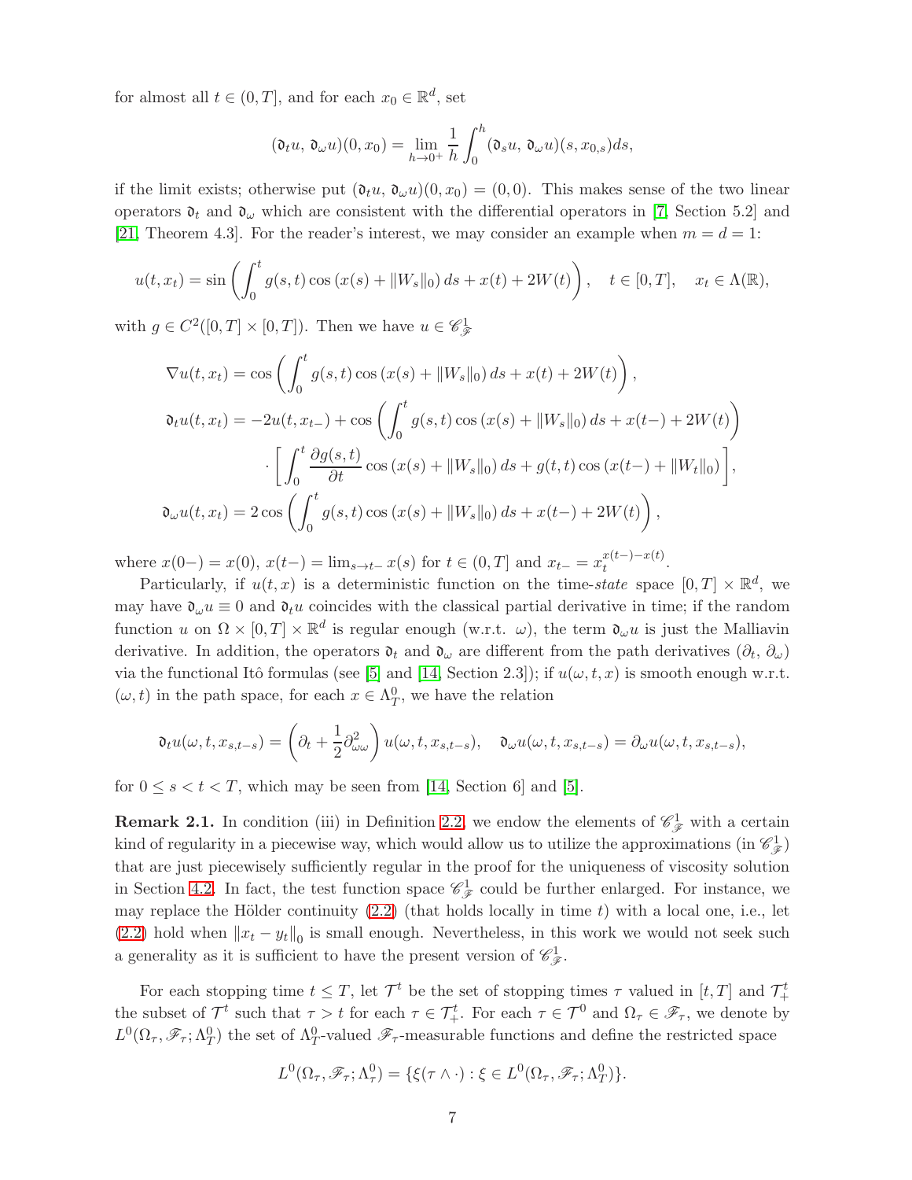for almost all $t \in (0, T]$, and for each $x_0 \in \mathbb{R}^d$, set

$$(\mathfrak{d}_t u,\, \mathfrak{d}_\omega u)(0, x_0) = \lim_{h \to 0^+} \frac{1}{h} \int_0^h (\mathfrak{d}_s u,\, \mathfrak{d}_\omega u)(s, x_{0,s}) ds,$$

if the limit exists; otherwise put $(\mathfrak{d}_t u,\, \mathfrak{d}_\omega u)(0, x_0) = (0, 0)$. This makes sense of the two linear operators $\mathfrak{d}_t$ and $\mathfrak{d}_\omega$ which are consistent with the differential operators in [7, Section 5.2] and [21, Theorem 4.3]. For the reader's interest, we may consider an example when $m = d = 1$:

$$u(t, x_t) = \sin\left( \int_0^t g(s,t) \cos\left(x(s) + \|W_s\|_0\right) ds + x(t) + 2W(t) \right), \quad t \in [0, T], \quad x_t \in \Lambda(\mathbb{R}),$$

with $g \in C^2([0,T] \times [0,T])$. Then we have $u \in \mathscr{C}^1_{\mathscr{F}}$

$$\begin{aligned}
\nabla u(t, x_t) &= \cos\left( \int_0^t g(s,t) \cos\left(x(s) + \|W_s\|_0\right) ds + x(t) + 2W(t) \right), \\
\mathfrak{d}_t u(t, x_t) &= -2u(t, x_{t-}) + \cos\left( \int_0^t g(s,t) \cos\left(x(s) + \|W_s\|_0\right) ds + x(t-) + 2W(t) \right) \\
&\quad \cdot \left[ \int_0^t \frac{\partial g(s,t)}{\partial t} \cos\left(x(s) + \|W_s\|_0\right) ds + g(t,t) \cos\left(x(t-) + \|W_t\|_0\right) \right], \\
\mathfrak{d}_\omega u(t, x_t) &= 2 \cos\left( \int_0^t g(s,t) \cos\left(x(s) + \|W_s\|_0\right) ds + x(t-) + 2W(t) \right),
\end{aligned}$$

where $x(0-) = x(0)$, $x(t-) = \lim_{s \to t-} x(s)$ for $t \in (0, T]$ and $x_{t-} = x_t^{x(t-) - x(t)}$.

Particularly, if $u(t, x)$ is a deterministic function on the time-*state* space $[0, T] \times \mathbb{R}^d$, we may have $\mathfrak{d}_\omega u \equiv 0$ and $\mathfrak{d}_t u$ coincides with the classical partial derivative in time; if the random function $u$ on $\Omega \times [0, T] \times \mathbb{R}^d$ is regular enough (w.r.t. $\omega$), the term $\mathfrak{d}_\omega u$ is just the Malliavin derivative. In addition, the operators $\mathfrak{d}_t$ and $\mathfrak{d}_\omega$ are different from the path derivatives $(\partial_t,\, \partial_\omega)$ via the functional Itô formulas (see [5] and [14, Section 2.3]); if $u(\omega, t, x)$ is smooth enough w.r.t. $(\omega, t)$ in the path space, for each $x \in \Lambda^0_T$, we have the relation

$$\mathfrak{d}_t u(\omega, t, x_{s,t-s}) = \left( \partial_t + \frac{1}{2} \partial^2_{\omega\omega} \right) u(\omega, t, x_{s,t-s}), \quad \mathfrak{d}_\omega u(\omega, t, x_{s,t-s}) = \partial_\omega u(\omega, t, x_{s,t-s}),$$

for $0 \le s < t < T$, which may be seen from [14, Section 6] and [5].

**Remark 2.1.** In condition (iii) in Definition 2.2, we endow the elements of $\mathscr{C}^1_{\mathscr{F}}$ with a certain kind of regularity in a piecewise way, which would allow us to utilize the approximations (in $\mathscr{C}^1_{\mathscr{F}}$) that are just piecewisely sufficiently regular in the proof for the uniqueness of viscosity solution in Section 4.2. In fact, the test function space $\mathscr{C}^1_{\mathscr{F}}$ could be further enlarged. For instance, we may replace the Hölder continuity (2.2) (that holds locally in time $t$) with a local one, i.e., let (2.2) hold when $\|x_t - y_t\|_0$ is small enough. Nevertheless, in this work we would not seek such a generality as it is sufficient to have the present version of $\mathscr{C}^1_{\mathscr{F}}$.

For each stopping time $t \le T$, let $\mathcal{T}^t$ be the set of stopping times $\tau$ valued in $[t, T]$ and $\mathcal{T}^t_+$ the subset of $\mathcal{T}^t$ such that $\tau > t$ for each $\tau \in \mathcal{T}^t_+$. For each $\tau \in \mathcal{T}^0$ and $\Omega_\tau \in \mathscr{F}_\tau$, we denote by $L^0(\Omega_\tau, \mathscr{F}_\tau; \Lambda^0_T)$ the set of $\Lambda^0_T$-valued $\mathscr{F}_\tau$-measurable functions and define the restricted space

$$L^0(\Omega_\tau, \mathscr{F}_\tau; \Lambda^0_\tau) = \{\xi(\tau \wedge \cdot) : \xi \in L^0(\Omega_\tau, \mathscr{F}_\tau; \Lambda^0_T)\}.$$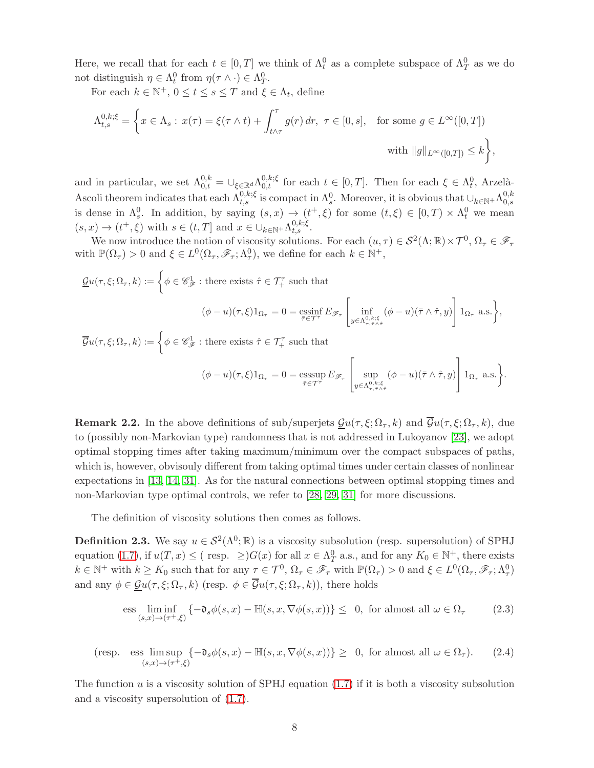Here, we recall that for each $t \in [0,T]$ we think of $\Lambda_t^0$ as a complete subspace of $\Lambda_T^0$ as we do not distinguish $\eta \in \Lambda_t^0$ from $\eta(\tau \wedge \cdot) \in \Lambda_T^0$.

For each $k \in \mathbb{N}^+$, $0 \le t \le s \le T$ and $\xi \in \Lambda_t$, define

$$\Lambda_{t,s}^{0,k;\xi} = \bigg\{ x \in \Lambda_s : \, x(\tau) = \xi(\tau \wedge t) + \int_{t\wedge\tau}^{\tau} g(r)\, dr, \; \tau \in [0,s], \quad \text{for some } g \in L^\infty([0,T]) \\ \text{with } \|g\|_{L^\infty([0,T])} \le k \bigg\},$$

and in particular, we set $\Lambda_{0,t}^{0,k} = \cup_{\xi \in \mathbb{R}^d} \Lambda_{0,t}^{0,k;\xi}$ for each $t \in [0,T]$. Then for each $\xi \in \Lambda_t^0$, Arzelà-Ascoli theorem indicates that each $\Lambda_{t,s}^{0,k;\xi}$ is compact in $\Lambda_s^0$. Moreover, it is obvious that $\cup_{k\in\mathbb{N}^+}\Lambda_{0,s}^{0,k}$ is dense in $\Lambda_s^0$. In addition, by saying $(s,x) \to (t^+, \xi)$ for some $(t,\xi) \in [0,T) \times \Lambda_t^0$ we mean $(s,x) \to (t^+,\xi)$ with $s \in (t,T]$ and $x \in \cup_{k\in\mathbb{N}^+}\Lambda_{t,s}^{0,k;\xi}$.

We now introduce the notion of viscosity solutions. For each $(u,\tau) \in \mathcal{S}^2(\Lambda;\mathbb{R}) \times \mathcal{T}^0$, $\Omega_\tau \in \mathscr{F}_\tau$ with $\mathbb{P}(\Omega_\tau) > 0$ and $\xi \in L^0(\Omega_\tau, \mathscr{F}_\tau; \Lambda_\tau^0)$, we define for each $k \in \mathbb{N}^+$,

$$\underline{\mathcal{G}}u(\tau,\xi;\Omega_\tau,k) := \bigg\{ \phi \in \mathscr{C}_{\mathscr{F}}^1 : \text{there exists } \hat{\tau} \in \mathcal{T}_+^\tau \text{ such that} \\ (\phi - u)(\tau,\xi) 1_{\Omega_\tau} = 0 = \operatorname*{essinf}_{\bar{\tau}\in\mathcal{T}^\tau} E_{\mathscr{F}_\tau}\bigg[ \inf_{y \in \Lambda^{0,k;\xi}_{\tau,\bar{\tau}\wedge\hat{\tau}}} (\phi - u)(\bar{\tau}\wedge\hat{\tau}, y) \bigg] 1_{\Omega_\tau} \text{ a.s.} \bigg\},$$

$$\overline{\mathcal{G}}u(\tau,\xi;\Omega_\tau,k) := \bigg\{ \phi \in \mathscr{C}_{\mathscr{F}}^1 : \text{there exists } \hat{\tau} \in \mathcal{T}_+^\tau \text{ such that} \\ (\phi - u)(\tau,\xi) 1_{\Omega_\tau} = 0 = \operatorname*{esssup}_{\bar{\tau}\in\mathcal{T}^\tau} E_{\mathscr{F}_\tau}\bigg[ \sup_{y \in \Lambda^{0,k;\xi}_{\tau,\bar{\tau}\wedge\hat{\tau}}} (\phi - u)(\bar{\tau}\wedge\hat{\tau}, y) \bigg] 1_{\Omega_\tau} \text{ a.s.} \bigg\}.$$

**Remark 2.2.** In the above definitions of sub/superjets $\underline{\mathcal{G}}u(\tau,\xi;\Omega_\tau,k)$ and $\overline{\mathcal{G}}u(\tau,\xi;\Omega_\tau,k)$, due to (possibly non-Markovian type) randomness that is not addressed in Lukoyanov [23], we adopt optimal stopping times after taking maximum/minimum over the compact subspaces of paths, which is, however, obvisouly different from taking optimal times under certain classes of nonlinear expectations in [13, 14, 31]. As for the natural connections between optimal stopping times and non-Markovian type optimal controls, we refer to [28, 29, 31] for more discussions.

The definition of viscosity solutions then comes as follows.

**Definition 2.3.** We say $u \in \mathcal{S}^2(\Lambda^0;\mathbb{R})$ is a viscosity subsolution (resp. supersolution) of SPHJ equation (1.7), if $u(T,x) \le$ ( resp. $\ge$)$G(x)$ for all $x \in \Lambda_T^0$ a.s., and for any $K_0 \in \mathbb{N}^+$, there exists $k \in \mathbb{N}^+$ with $k \ge K_0$ such that for any $\tau \in \mathcal{T}^0$, $\Omega_\tau \in \mathscr{F}_\tau$ with $\mathbb{P}(\Omega_\tau) > 0$ and $\xi \in L^0(\Omega_\tau, \mathscr{F}_\tau; \Lambda_\tau^0)$ and any $\phi \in \underline{\mathcal{G}}u(\tau,\xi;\Omega_\tau,k)$ (resp. $\phi \in \overline{\mathcal{G}}u(\tau,\xi;\Omega_\tau,k)$), there holds

$$\text{ess}\liminf_{(s,x)\to(\tau^+,\xi)} \left\{ -\mathfrak{d}_s\phi(s,x) - \mathbb{H}(s,x,\nabla\phi(s,x)) \right\} \le \; 0, \text{ for almost all } \omega \in \Omega_\tau \tag{2.3}$$

$$(\text{resp.} \quad \text{ess}\limsup_{(s,x)\to(\tau^+,\xi)} \left\{ -\mathfrak{d}_s\phi(s,x) - \mathbb{H}(s,x,\nabla\phi(s,x)) \right\} \ge \; 0, \text{ for almost all } \omega \in \Omega_\tau). \tag{2.4}$$

The function $u$ is a viscosity solution of SPHJ equation (1.7) if it is both a viscosity subsolution and a viscosity supersolution of (1.7).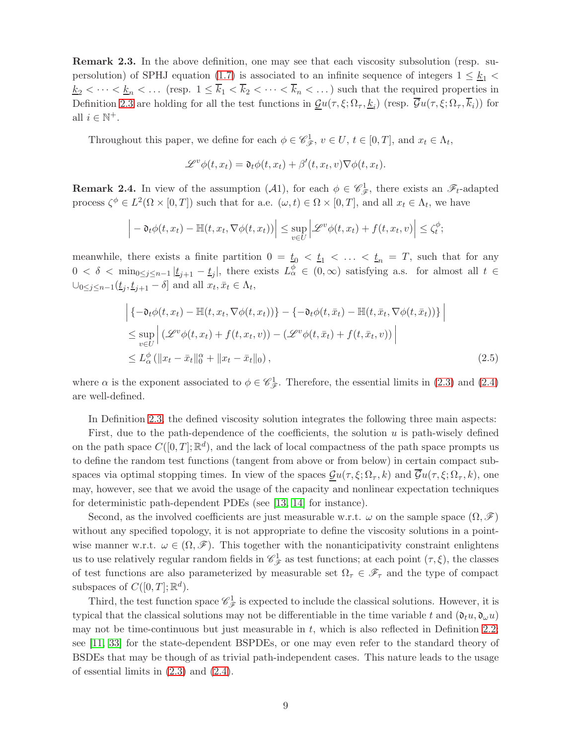**Remark 2.3.** In the above definition, one may see that each viscosity subsolution (resp. supersolution) of SPHJ equation (1.7) is associated to an infinite sequence of integers $1 \leq \underline{k}_1 < \underline{k}_2 < \cdots < \underline{k}_n < \dots$ (resp. $1 \leq \overline{k}_1 < \overline{k}_2 < \cdots < \overline{k}_n < \dots$) such that the required properties in Definition 2.3 are holding for all the test functions in $\underline{\mathcal{G}}u(\tau, \xi; \Omega_\tau, \underline{k}_i)$ (resp. $\overline{\mathcal{G}}u(\tau, \xi; \Omega_\tau, \overline{k}_i)$) for all $i \in \mathbb{N}^+$.

Throughout this paper, we define for each $\phi \in \mathscr{C}^1_{\mathscr{F}}$, $v \in U$, $t \in [0, T]$, and $x_t \in \Lambda_t$,

$$
\mathscr{L}^v \phi(t, x_t) = \mathfrak{d}_t \phi(t, x_t) + \beta'(t, x_t, v) \nabla \phi(t, x_t).
$$

**Remark 2.4.** In view of the assumption $(\mathcal{A}1)$, for each $\phi \in \mathscr{C}^1_{\mathscr{F}}$, there exists an $\mathscr{F}_t$-adapted process $\zeta^\phi \in L^2(\Omega \times [0, T])$ such that for a.e. $(\omega, t) \in \Omega \times [0, T]$, and all $x_t \in \Lambda_t$, we have

$$
\Big| - \mathfrak{d}_t \phi(t, x_t) - \mathbb{H}(t, x_t, \nabla \phi(t, x_t)) \Big| \leq \sup_{v \in U} \Big| \mathscr{L}^v \phi(t, x_t) + f(t, x_t, v) \Big| \leq \zeta^\phi_t;
$$

meanwhile, there exists a finite partition $0 = \underline{t}_0 < \underline{t}_1 < \ldots < \underline{t}_n = T$, such that for any $0 < \delta < \min_{0 \leq j \leq n-1} |\underline{t}_{j+1} - \underline{t}_j|$, there exists $L^\phi_\alpha \in (0, \infty)$ satisfying a.s. for almost all $t \in \cup_{0 \leq j \leq n-1} (\underline{t}_j, \underline{t}_{j+1} - \delta]$ and all $x_t, \bar{x}_t \in \Lambda_t$,

$$
\begin{aligned}
&\Big| \{ -\mathfrak{d}_t \phi(t, x_t) - \mathbb{H}(t, x_t, \nabla \phi(t, x_t)) \} - \{ -\mathfrak{d}_t \phi(t, \bar{x}_t) - \mathbb{H}(t, \bar{x}_t, \nabla \phi(t, \bar{x}_t)) \} \Big| \\
&\leq \sup_{v \in U} \Big| \left( \mathscr{L}^v \phi(t, x_t) + f(t, x_t, v) \right) - \left( \mathscr{L}^v \phi(t, \bar{x}_t) + f(t, \bar{x}_t, v) \right) \Big| \\
&\leq L^\phi_\alpha \left( \|x_t - \bar{x}_t\|_0^\alpha + \|x_t - \bar{x}_t\|_0 \right), \qquad (2.5)
\end{aligned}
$$

where $\alpha$ is the exponent associated to $\phi \in \mathscr{C}^1_{\mathscr{F}}$. Therefore, the essential limits in (2.3) and (2.4) are well-defined.

In Definition 2.3, the defined viscosity solution integrates the following three main aspects:

First, due to the path-dependence of the coefficients, the solution $u$ is path-wisely defined on the path space $C([0, T]; \mathbb{R}^d)$, and the lack of local compactness of the path space prompts us to define the random test functions (tangent from above or from below) in certain compact subspaces via optimal stopping times. In view of the spaces $\underline{\mathcal{G}}u(\tau, \xi; \Omega_\tau, k)$ and $\overline{\mathcal{G}}u(\tau, \xi; \Omega_\tau, k)$, one may, however, see that we avoid the usage of the capacity and nonlinear expectation techniques for deterministic path-dependent PDEs (see [13, 14] for instance).

Second, as the involved coefficients are just measurable w.r.t. $\omega$ on the sample space $(\Omega, \mathscr{F})$ without any specified topology, it is not appropriate to define the viscosity solutions in a pointwise manner w.r.t. $\omega \in (\Omega, \mathscr{F})$. This together with the nonanticipativity constraint enlightens us to use relatively regular random fields in $\mathscr{C}^1_{\mathscr{F}}$ as test functions; at each point $(\tau, \xi)$, the classes of test functions are also parameterized by measurable set $\Omega_\tau \in \mathscr{F}_\tau$ and the type of compact subspaces of $C([0, T]; \mathbb{R}^d)$.

Third, the test function space $\mathscr{C}^1_{\mathscr{F}}$ is expected to include the classical solutions. However, it is typical that the classical solutions may not be differentiable in the time variable $t$ and $(\mathfrak{d}_t u, \mathfrak{d}_\omega u)$ may not be time-continuous but just measurable in $t$, which is also reflected in Definition 2.2; see [11, 33] for the state-dependent BSPDEs, or one may even refer to the standard theory of BSDEs that may be though of as trivial path-independent cases. This nature leads to the usage of essential limits in (2.3) and (2.4).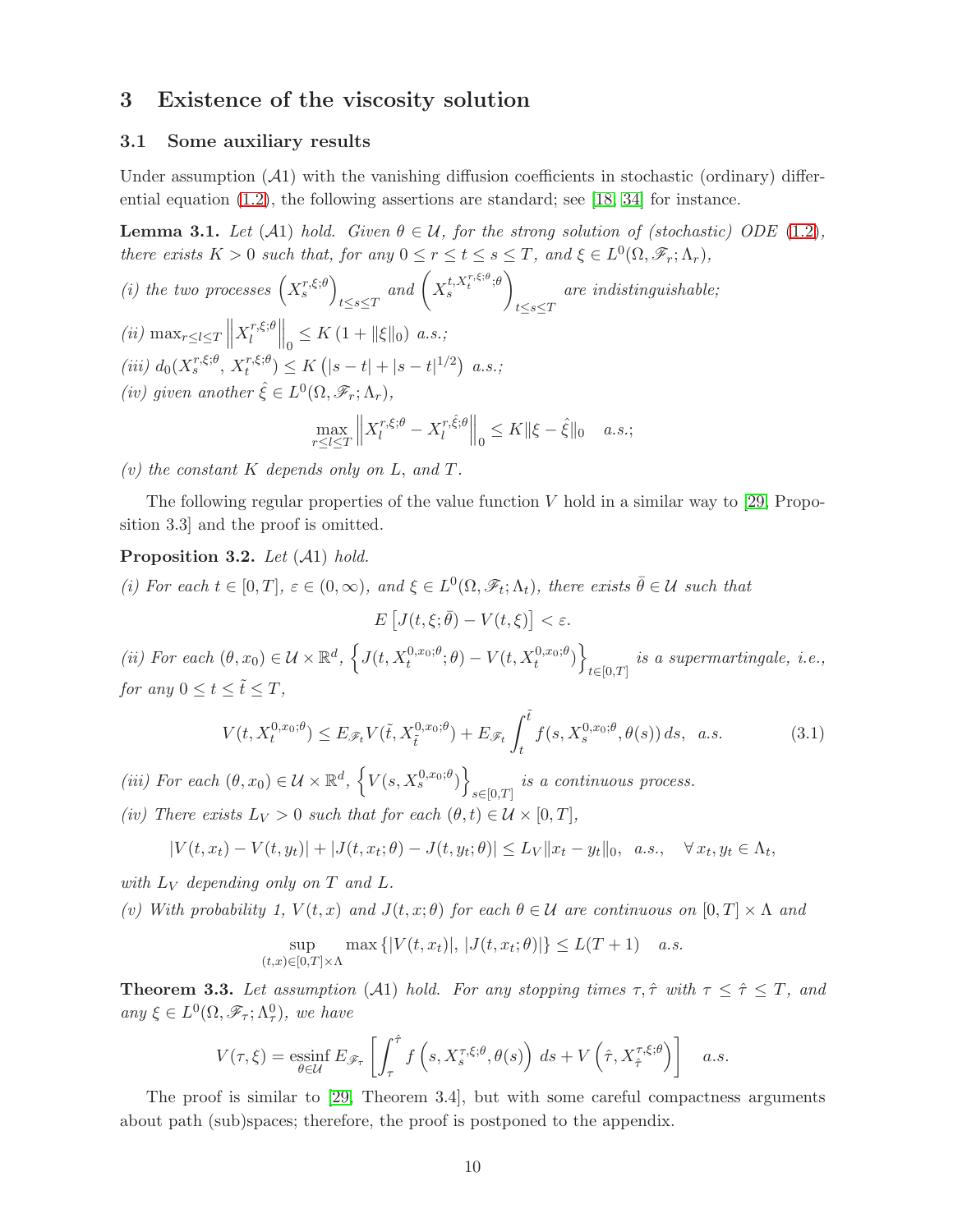# 3 Existence of the viscosity solution

## 3.1 Some auxiliary results

Under assumption $(\mathcal{A}1)$ with the vanishing diffusion coefficients in stochastic (ordinary) differential equation (1.2), the following assertions are standard; see [18, 34] for instance.

**Lemma 3.1.** *Let $(\mathcal{A}1)$ hold. Given $\theta \in \mathcal{U}$, for the strong solution of (stochastic) ODE (1.2), there exists $K > 0$ such that, for any $0 \le r \le t \le s \le T$, and $\xi \in L^0(\Omega, \mathscr{F}_r; \Lambda_r)$,*

*(i) the two processes $\left(X_s^{r,\xi;\theta}\right)_{t \le s \le T}$ and $\left(X_s^{t, X_t^{r,\xi;\theta};\theta}\right)_{t \le s \le T}$ are indistinguishable;*

*(ii) $\max_{r \le l \le T} \left\| X_l^{r,\xi;\theta} \right\|_0 \le K\left(1 + \|\xi\|_0\right)$ a.s.;*

*(iii) $d_0(X_s^{r,\xi;\theta}, X_t^{r,\xi;\theta}) \le K\left(|s-t| + |s-t|^{1/2}\right)$ a.s.;*

*(iv) given another $\hat{\xi} \in L^0(\Omega, \mathscr{F}_r; \Lambda_r)$,*

$$\max_{r \le l \le T} \left\| X_l^{r,\xi;\theta} - X_l^{r,\hat{\xi};\theta} \right\|_0 \le K \|\xi - \hat{\xi}\|_0 \quad a.s.;$$

*(v) the constant $K$ depends only on $L$, and $T$.*

The following regular properties of the value function $V$ hold in a similar way to [29, Proposition 3.3] and the proof is omitted.

**Proposition 3.2.** *Let $(\mathcal{A}1)$ hold.*

*(i) For each $t \in [0,T]$, $\varepsilon \in (0, \infty)$, and $\xi \in L^0(\Omega, \mathscr{F}_t; \Lambda_t)$, there exists $\bar{\theta} \in \mathcal{U}$ such that*

$$E\left[J(t, \xi; \bar{\theta}) - V(t, \xi)\right] < \varepsilon.$$

*(ii) For each $(\theta, x_0) \in \mathcal{U} \times \mathbb{R}^d$, $\left\{ J(t, X_t^{0,x_0;\theta}; \theta) - V(t, X_t^{0,x_0;\theta}) \right\}_{t \in [0,T]}$ is a supermartingale, i.e., for any $0 \le t \le \tilde{t} \le T$,*

$$V(t, X_t^{0,x_0;\theta}) \le E_{\mathscr{F}_t} V(\tilde{t}, X_{\tilde{t}}^{0,x_0;\theta}) + E_{\mathscr{F}_t} \int_t^{\tilde{t}} f(s, X_s^{0,x_0;\theta}, \theta(s))\, ds, \ \ a.s. \tag{3.1}$$

*(iii) For each $(\theta, x_0) \in \mathcal{U} \times \mathbb{R}^d$, $\left\{ V(s, X_s^{0,x_0;\theta}) \right\}_{s \in [0,T]}$ is a continuous process.*

*(iv) There exists $L_V > 0$ such that for each $(\theta, t) \in \mathcal{U} \times [0,T]$,*

$$|V(t, x_t) - V(t, y_t)| + |J(t, x_t; \theta) - J(t, y_t; \theta)| \le L_V \|x_t - y_t\|_0, \ \ a.s., \quad \forall\, x_t, y_t \in \Lambda_t,$$

*with $L_V$ depending only on $T$ and $L$.*

*(v) With probability 1, $V(t,x)$ and $J(t,x;\theta)$ for each $\theta \in \mathcal{U}$ are continuous on $[0,T] \times \Lambda$ and*

$$\sup_{(t,x) \in [0,T] \times \Lambda} \max\left\{ |V(t, x_t)|,\, |J(t, x_t; \theta)| \right\} \le L(T+1) \quad a.s.$$

**Theorem 3.3.** *Let assumption $(\mathcal{A}1)$ hold. For any stopping times $\tau, \hat{\tau}$ with $\tau \le \hat{\tau} \le T$, and any $\xi \in L^0(\Omega, \mathscr{F}_\tau; \Lambda_\tau^0)$, we have*

$$V(\tau, \xi) = \operatorname*{essinf}_{\theta \in \mathcal{U}} E_{\mathscr{F}_\tau} \left[ \int_\tau^{\hat{\tau}} f\left(s, X_s^{\tau,\xi;\theta}, \theta(s)\right) \, ds + V\left(\hat{\tau}, X_{\hat{\tau}}^{\tau,\xi;\theta}\right) \right] \quad a.s.$$

The proof is similar to [29, Theorem 3.4], but with some careful compactness arguments about path (sub)spaces; therefore, the proof is postponed to the appendix.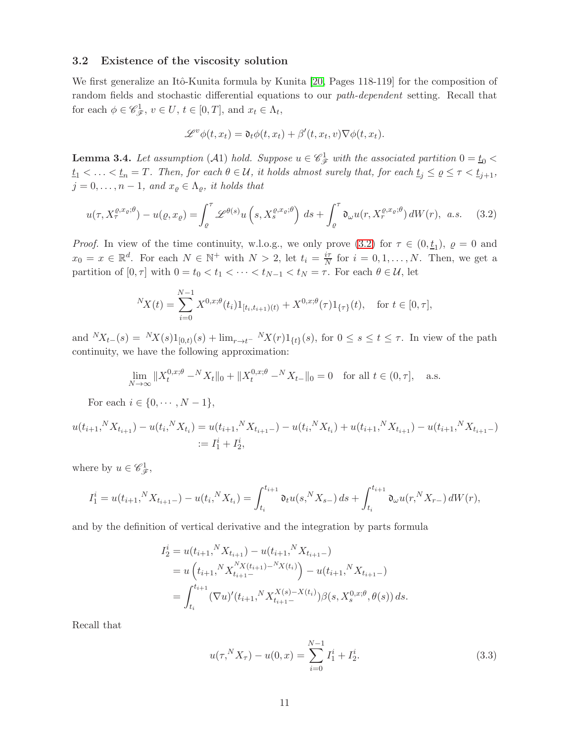### 3.2 Existence of the viscosity solution

We first generalize an Itô-Kunita formula by Kunita [20, Pages 118-119] for the composition of random fields and stochastic differential equations to our *path-dependent* setting. Recall that for each $\phi \in \mathscr{C}^1_{\mathscr{F}}$, $v \in U$, $t \in [0,T]$, and $x_t \in \Lambda_t$,

$$\mathscr{L}^v \phi(t, x_t) = \mathfrak{d}_t \phi(t, x_t) + \beta'(t, x_t, v) \nabla \phi(t, x_t).$$

**Lemma 3.4.** *Let assumption* $(\mathcal{A}1)$ *hold. Suppose* $u \in \mathscr{C}^1_{\mathscr{F}}$ *with the associated partition* $0 = \underline{t}_0 < \underline{t}_1 < \ldots < \underline{t}_n = T$*. Then, for each* $\theta \in \mathcal{U}$*, it holds almost surely that, for each* $\underline{t}_j \leq \varrho \leq \tau < \underline{t}_{j+1}$*,* $j = 0, \ldots, n-1$*, and* $x_\varrho \in \Lambda_\varrho$*, it holds that*

$$u(\tau, X^{\varrho, x_\varrho; \theta}_\tau) - u(\varrho, x_\varrho) = \int_\varrho^\tau \mathscr{L}^{\theta(s)} u\left(s, X^{\varrho, x_\varrho; \theta}_s\right) ds + \int_\varrho^\tau \mathfrak{d}_\omega u(r, X^{\varrho, x_\varrho; \theta}_r) \, dW(r), \ \ a.s. \qquad (3.2)$$

*Proof.* In view of the time continuity, w.l.o.g., we only prove (3.2) for $\tau \in (0, \underline{t}_1)$, $\varrho = 0$ and $x_0 = x \in \mathbb{R}^d$. For each $N \in \mathbb{N}^+$ with $N > 2$, let $t_i = \frac{i\tau}{N}$ for $i = 0, 1, \ldots, N$. Then, we get a partition of $[0, \tau]$ with $0 = t_0 < t_1 < \cdots < t_{N-1} < t_N = \tau$. For each $\theta \in \mathcal{U}$, let

$${}^N\!X(t) = \sum_{i=0}^{N-1} X^{0,x;\theta}(t_i) 1_{[t_i, t_{i+1})(t)} + X^{0,x;\theta}(\tau) 1_{\{\tau\}}(t), \quad \text{for } t \in [0, \tau],$$

and ${}^N\!X_{t-}(s) = {}^N\!X(s) 1_{[0,t)}(s) + \lim_{r \to t^-} {}^N\!X(r) 1_{\{t\}}(s)$, for $0 \leq s \leq t \leq \tau$. In view of the path continuity, we have the following approximation:

$$\lim_{N \to \infty} \|X^{0,x;\theta}_t - {}^N\!X_t\|_0 + \|X^{0,x;\theta}_t - {}^N\!X_{t-}\|_0 = 0 \quad \text{for all } t \in (0, \tau], \quad \text{a.s.}$$

For each $i \in \{0, \cdots, N-1\}$,

$$\begin{aligned}
u(t_{i+1}, {}^N\!X_{t_{i+1}}) - u(t_i, {}^N\!X_{t_i}) &= u(t_{i+1}, {}^N\!X_{t_{i+1}-}) - u(t_i, {}^N\!X_{t_i}) + u(t_{i+1}, {}^N\!X_{t_{i+1}}) - u(t_{i+1}, {}^N\!X_{t_{i+1}-}) \\
&:= I_1^i + I_2^i,
\end{aligned}$$

where by $u \in \mathscr{C}^1_{\mathscr{F}}$,

$$I_1^i = u(t_{i+1}, {}^N\!X_{t_{i+1}-}) - u(t_i, {}^N\!X_{t_i}) = \int_{t_i}^{t_{i+1}} \mathfrak{d}_t u(s, {}^N\!X_{s-}) \, ds + \int_{t_i}^{t_{i+1}} \mathfrak{d}_\omega u(r, {}^N\!X_{r-}) \, dW(r),$$

and by the definition of vertical derivative and the integration by parts formula

$$\begin{aligned}
I_2^i &= u(t_{i+1}, {}^N\!X_{t_{i+1}}) - u(t_{i+1}, {}^N\!X_{t_{i+1}-}) \\
&= u\left(t_{i+1}, {}^N\!X_{t_{i+1}-}^{{}^N\!X(t_{i+1}) - {}^N\!X(t_i)}\right) - u(t_{i+1}, {}^N\!X_{t_{i+1}-}) \\
&= \int_{t_i}^{t_{i+1}} (\nabla u)'(t_{i+1}, {}^N\!X_{t_{i+1}-}^{X(s) - X(t_i)}) \beta(s, X_s^{0,x;\theta}, \theta(s)) \, ds.
\end{aligned}$$

Recall that

$$u(\tau, {}^N\!X_\tau) - u(0, x) = \sum_{i=0}^{N-1} I_1^i + I_2^i. \qquad (3.3)$$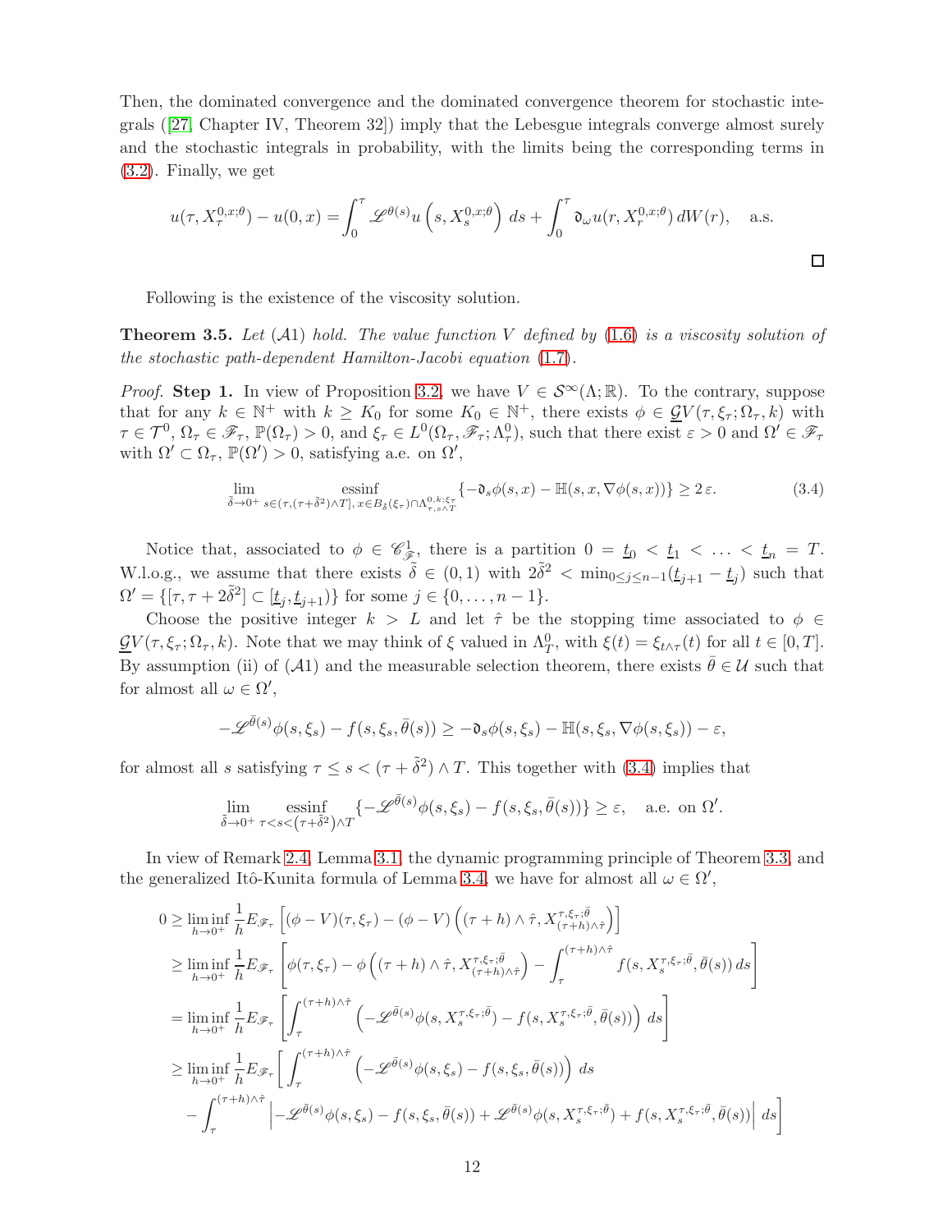Then, the dominated convergence and the dominated convergence theorem for stochastic integrals ([27, Chapter IV, Theorem 32]) imply that the Lebesgue integrals converge almost surely and the stochastic integrals in probability, with the limits being the corresponding terms in (3.2). Finally, we get

$$u(\tau, X_\tau^{0,x;\theta}) - u(0,x) = \int_0^\tau \mathscr{L}^{\theta(s)} u\left(s, X_s^{0,x;\theta}\right) ds + \int_0^\tau \mathfrak{d}_\omega u(r, X_r^{0,x;\theta})\, dW(r), \quad \text{a.s.}$$

□

Following is the existence of the viscosity solution.

**Theorem 3.5.** *Let $(\mathcal{A}1)$ hold. The value function $V$ defined by (1.6) is a viscosity solution of the stochastic path-dependent Hamilton-Jacobi equation (1.7).*

*Proof.* **Step 1.** In view of Proposition 3.2, we have $V \in \mathcal{S}^\infty(\Lambda;\mathbb{R})$. To the contrary, suppose that for any $k \in \mathbb{N}^+$ with $k \geq K_0$ for some $K_0 \in \mathbb{N}^+$, there exists $\phi \in \underline{\mathcal{G}}V(\tau, \xi_\tau; \Omega_\tau, k)$ with $\tau \in \mathcal{T}^0$, $\Omega_\tau \in \mathscr{F}_\tau$, $\mathbb{P}(\Omega_\tau) > 0$, and $\xi_\tau \in L^0(\Omega_\tau, \mathscr{F}_\tau; \Lambda_\tau^0)$, such that there exist $\varepsilon > 0$ and $\Omega' \in \mathscr{F}_\tau$ with $\Omega' \subset \Omega_\tau$, $\mathbb{P}(\Omega') > 0$, satisfying a.e. on $\Omega'$,

$$\lim_{\tilde{\delta}\to 0^+} \operatorname*{essinf}_{s\in(\tau,(\tau+\tilde{\delta}^2)\wedge T],\, x\in B_{\tilde{\delta}}(\xi_\tau)\cap \Lambda^{0,k;\xi_\tau}_{\tau,s\wedge T}} \{-\mathfrak{d}_s\phi(s,x) - \mathbb{H}(s,x,\nabla\phi(s,x))\} \geq 2\,\varepsilon. \tag{3.4}$$

Notice that, associated to $\phi \in \mathscr{C}^1_{\mathscr{F}}$, there is a partition $0 = \underline{t}_0 < \underline{t}_1 < \ldots < \underline{t}_n = T$. W.l.o.g., we assume that there exists $\tilde{\delta} \in (0,1)$ with $2\tilde{\delta}^2 < \min_{0\leq j\leq n-1}(\underline{t}_{j+1} - \underline{t}_j)$ such that $\Omega' = \{[\tau, \tau + 2\tilde{\delta}^2] \subset [\underline{t}_j, \underline{t}_{j+1})\}$ for some $j \in \{0, \ldots, n-1\}$.

Choose the positive integer $k > L$ and let $\hat{\tau}$ be the stopping time associated to $\phi \in \underline{\mathcal{G}}V(\tau, \xi_\tau; \Omega_\tau, k)$. Note that we may think of $\xi$ valued in $\Lambda_T^0$, with $\xi(t) = \xi_{t\wedge\tau}(t)$ for all $t \in [0,T]$. By assumption (ii) of $(\mathcal{A}1)$ and the measurable selection theorem, there exists $\bar{\theta} \in \mathcal{U}$ such that for almost all $\omega \in \Omega'$,

$$-\mathscr{L}^{\bar{\theta}(s)}\phi(s,\xi_s) - f(s,\xi_s,\bar{\theta}(s)) \geq -\mathfrak{d}_s\phi(s,\xi_s) - \mathbb{H}(s,\xi_s,\nabla\phi(s,\xi_s)) - \varepsilon,$$

for almost all $s$ satisfying $\tau \leq s < (\tau + \tilde{\delta}^2) \wedge T$. This together with (3.4) implies that

$$\lim_{\tilde{\delta}\to 0^+} \operatorname*{essinf}_{\tau<s<(\tau+\tilde{\delta}^2)\wedge T} \{-\mathscr{L}^{\bar{\theta}(s)}\phi(s,\xi_s) - f(s,\xi_s,\bar{\theta}(s))\} \geq \varepsilon, \quad \text{a.e. on } \Omega'.$$

In view of Remark 2.4, Lemma 3.1, the dynamic programming principle of Theorem 3.3, and the generalized Itô-Kunita formula of Lemma 3.4, we have for almost all $\omega \in \Omega'$,

$$\begin{aligned}
0 &\geq \liminf_{h\to 0^+} \frac{1}{h} E_{\mathscr{F}_\tau}\left[(\phi - V)(\tau,\xi_\tau) - (\phi - V)\left((\tau+h)\wedge\hat{\tau}, X^{\tau,\xi_\tau;\bar{\theta}}_{(\tau+h)\wedge\hat{\tau}}\right)\right] \\
&\geq \liminf_{h\to 0^+} \frac{1}{h} E_{\mathscr{F}_\tau}\left[\phi(\tau,\xi_\tau) - \phi\left((\tau+h)\wedge\hat{\tau}, X^{\tau,\xi_\tau;\bar{\theta}}_{(\tau+h)\wedge\hat{\tau}}\right) - \int_\tau^{(\tau+h)\wedge\hat{\tau}} f(s, X_s^{\tau,\xi_\tau;\bar{\theta}}, \bar{\theta}(s))\, ds\right] \\
&= \liminf_{h\to 0^+} \frac{1}{h} E_{\mathscr{F}_\tau}\left[\int_\tau^{(\tau+h)\wedge\hat{\tau}} \left(-\mathscr{L}^{\bar{\theta}(s)}\phi(s, X_s^{\tau,\xi_\tau;\bar{\theta}}) - f(s, X_s^{\tau,\xi_\tau;\bar{\theta}}, \bar{\theta}(s))\right) ds\right] \\
&\geq \liminf_{h\to 0^+} \frac{1}{h} E_{\mathscr{F}_\tau}\Bigg[\int_\tau^{(\tau+h)\wedge\hat{\tau}} \left(-\mathscr{L}^{\bar{\theta}(s)}\phi(s,\xi_s) - f(s,\xi_s,\bar{\theta}(s))\right) ds \\
&\quad - \int_\tau^{(\tau+h)\wedge\hat{\tau}} \left|-\mathscr{L}^{\bar{\theta}(s)}\phi(s,\xi_s) - f(s,\xi_s,\bar{\theta}(s)) + \mathscr{L}^{\bar{\theta}(s)}\phi(s, X_s^{\tau,\xi_\tau;\bar{\theta}}) + f(s, X_s^{\tau,\xi_\tau;\bar{\theta}}, \bar{\theta}(s))\right| ds\Bigg]
\end{aligned}$$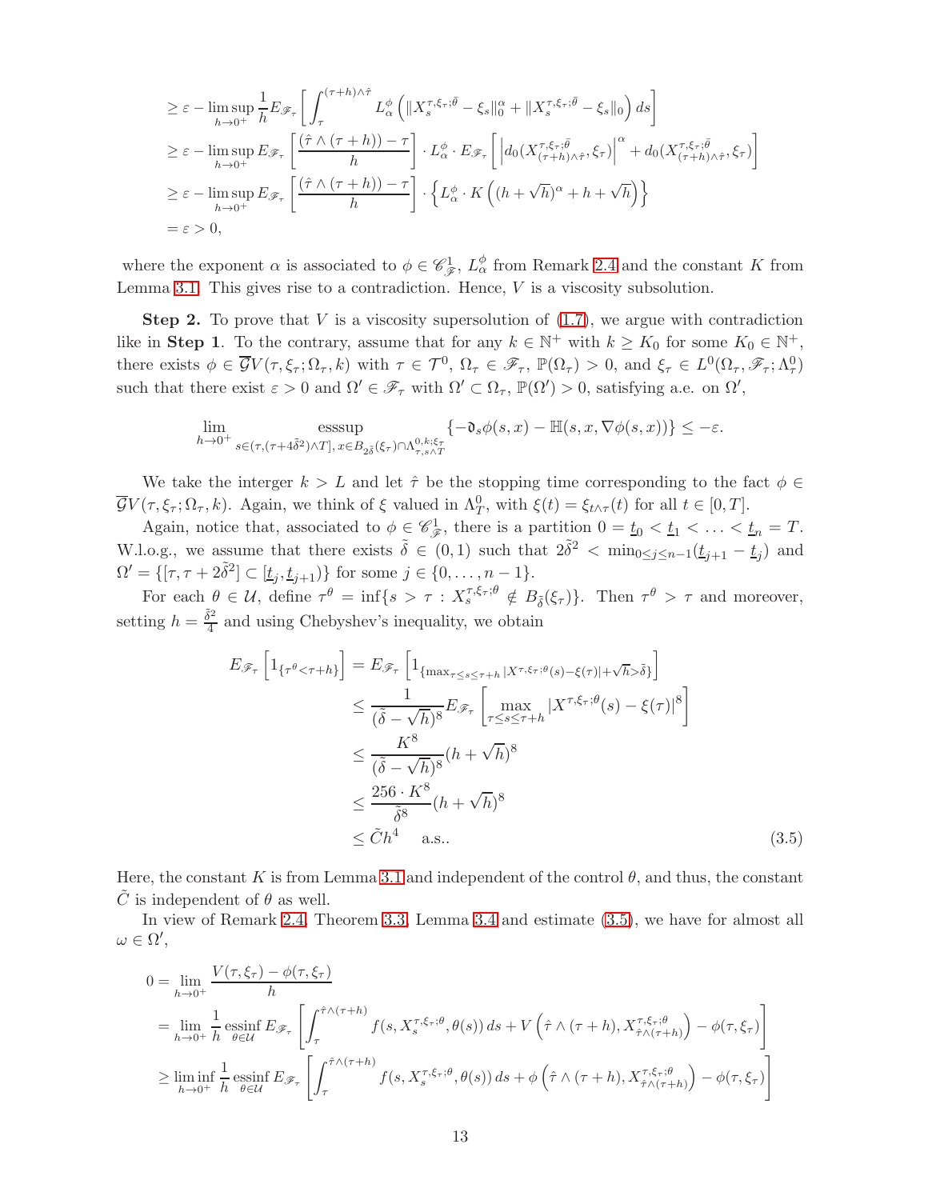$$
\begin{aligned}
&\geq \varepsilon - \limsup_{h\to 0^+} \frac{1}{h} E_{\mathscr{F}_\tau}\left[\int_\tau^{(\tau+h)\wedge\hat{\tau}} L_\alpha^\phi \left(\|X_s^{\tau,\xi_\tau;\bar{\theta}} - \xi_s\|_0^\alpha + \|X_s^{\tau,\xi_\tau;\bar{\theta}} - \xi_s\|_0\right) ds\right] \\
&\geq \varepsilon - \limsup_{h\to 0^+} E_{\mathscr{F}_\tau}\left[\frac{(\hat{\tau}\wedge(\tau+h)) - \tau}{h}\right] \cdot L_\alpha^\phi \cdot E_{\mathscr{F}_\tau}\left[\left|d_0(X_{(\tau+h)\wedge\hat{\tau}}^{\tau,\xi_\tau;\bar{\theta}}, \xi_\tau)\right|^\alpha + d_0(X_{(\tau+h)\wedge\hat{\tau}}^{\tau,\xi_\tau;\bar{\theta}}, \xi_\tau)\right] \\
&\geq \varepsilon - \limsup_{h\to 0^+} E_{\mathscr{F}_\tau}\left[\frac{(\hat{\tau}\wedge(\tau+h)) - \tau}{h}\right] \cdot \left\{L_\alpha^\phi \cdot K\left((h+\sqrt{h})^\alpha + h + \sqrt{h}\right)\right\} \\
&= \varepsilon > 0,
\end{aligned}
$$

where the exponent $\alpha$ is associated to $\phi \in \mathscr{C}_{\mathscr{F}}^1$, $L_\alpha^\phi$ from Remark 2.4 and the constant $K$ from Lemma 3.1. This gives rise to a contradiction. Hence, $V$ is a viscosity subsolution.

**Step 2.** To prove that $V$ is a viscosity supersolution of (1.7), we argue with contradiction like in **Step 1**. To the contrary, assume that for any $k \in \mathbb{N}^+$ with $k \geq K_0$ for some $K_0 \in \mathbb{N}^+$, there exists $\phi \in \overline{\mathcal{G}}V(\tau, \xi_\tau; \Omega_\tau, k)$ with $\tau \in \mathcal{T}^0$, $\Omega_\tau \in \mathscr{F}_\tau$, $\mathbb{P}(\Omega_\tau) > 0$, and $\xi_\tau \in L^0(\Omega_\tau, \mathscr{F}_\tau; \Lambda_\tau^0)$ such that there exist $\varepsilon > 0$ and $\Omega' \in \mathscr{F}_\tau$ with $\Omega' \subset \Omega_\tau$, $\mathbb{P}(\Omega') > 0$, satisfying a.e. on $\Omega'$,

$$
\lim_{h\to 0^+} \operatorname*{esssup}_{s\in(\tau,(\tau+4\tilde{\delta}^2)\wedge T],\, x\in B_{2\tilde{\delta}}(\xi_\tau)\cap\Lambda_{\tau,s\wedge T}^{0,k;\xi_\tau}} \{-\mathfrak{d}_s\phi(s,x) - \mathbb{H}(s,x,\nabla\phi(s,x))\} \leq -\varepsilon.
$$

We take the interger $k > L$ and let $\hat{\tau}$ be the stopping time corresponding to the fact $\phi \in \overline{\mathcal{G}}V(\tau, \xi_\tau; \Omega_\tau, k)$. Again, we think of $\xi$ valued in $\Lambda_T^0$, with $\xi(t) = \xi_{t\wedge\tau}(t)$ for all $t \in [0, T]$.

Again, notice that, associated to $\phi \in \mathscr{C}_{\mathscr{F}}^1$, there is a partition $0 = \underline{t}_0 < \underline{t}_1 < \ldots < \underline{t}_n = T$. W.l.o.g., we assume that there exists $\tilde{\delta} \in (0, 1)$ such that $2\tilde{\delta}^2 < \min_{0\leq j\leq n-1}(\underline{t}_{j+1} - \underline{t}_j)$ and $\Omega' = \{[\tau, \tau + 2\tilde{\delta}^2] \subset [\underline{t}_j, \underline{t}_{j+1})\}$ for some $j \in \{0, \ldots, n-1\}$.

For each $\theta \in \mathcal{U}$, define $\tau^\theta = \inf\{s > \tau : X_s^{\tau,\xi_\tau;\theta} \notin B_{\tilde{\delta}}(\xi_\tau)\}$. Then $\tau^\theta > \tau$ and moreover, setting $h = \frac{\tilde{\delta}^2}{4}$ and using Chebyshev's inequality, we obtain

$$
\begin{aligned}
E_{\mathscr{F}_\tau}\left[1_{\{\tau^\theta < \tau+h\}}\right] &= E_{\mathscr{F}_\tau}\left[1_{\{\max_{\tau\leq s\leq\tau+h}|X^{\tau,\xi_\tau;\theta}(s) - \xi(\tau)| + \sqrt{h} > \tilde{\delta}\}}\right] \\
&\leq \frac{1}{(\tilde{\delta} - \sqrt{h})^8} E_{\mathscr{F}_\tau}\left[\max_{\tau\leq s\leq\tau+h} |X^{\tau,\xi_\tau;\theta}(s) - \xi(\tau)|^8\right] \\
&\leq \frac{K^8}{(\tilde{\delta} - \sqrt{h})^8}(h + \sqrt{h})^8 \\
&\leq \frac{256 \cdot K^8}{\tilde{\delta}^8}(h + \sqrt{h})^8 \\
&\leq \tilde{C}h^4 \quad \text{a.s..}
\end{aligned} \tag{3.5}
$$

Here, the constant $K$ is from Lemma 3.1 and independent of the control $\theta$, and thus, the constant $\tilde{C}$ is independent of $\theta$ as well.

In view of Remark 2.4, Theorem 3.3, Lemma 3.4 and estimate (3.5), we have for almost all $\omega \in \Omega'$,

$$
\begin{aligned}
0 &= \lim_{h\to 0^+} \frac{V(\tau, \xi_\tau) - \phi(\tau, \xi_\tau)}{h} \\
&= \lim_{h\to 0^+} \frac{1}{h} \operatorname*{essinf}_{\theta\in\mathcal{U}} E_{\mathscr{F}_\tau}\left[\int_\tau^{\hat{\tau}\wedge(\tau+h)} f(s, X_s^{\tau,\xi_\tau;\theta}, \theta(s))\, ds + V\left(\hat{\tau}\wedge(\tau+h), X_{\hat{\tau}\wedge(\tau+h)}^{\tau,\xi_\tau;\theta}\right) - \phi(\tau, \xi_\tau)\right] \\
&\geq \liminf_{h\to 0^+} \frac{1}{h} \operatorname*{essinf}_{\theta\in\mathcal{U}} E_{\mathscr{F}_\tau}\left[\int_\tau^{\hat{\tau}\wedge(\tau+h)} f(s, X_s^{\tau,\xi_\tau;\theta}, \theta(s))\, ds + \phi\left(\hat{\tau}\wedge(\tau+h), X_{\hat{\tau}\wedge(\tau+h)}^{\tau,\xi_\tau;\theta}\right) - \phi(\tau, \xi_\tau)\right]
\end{aligned}
$$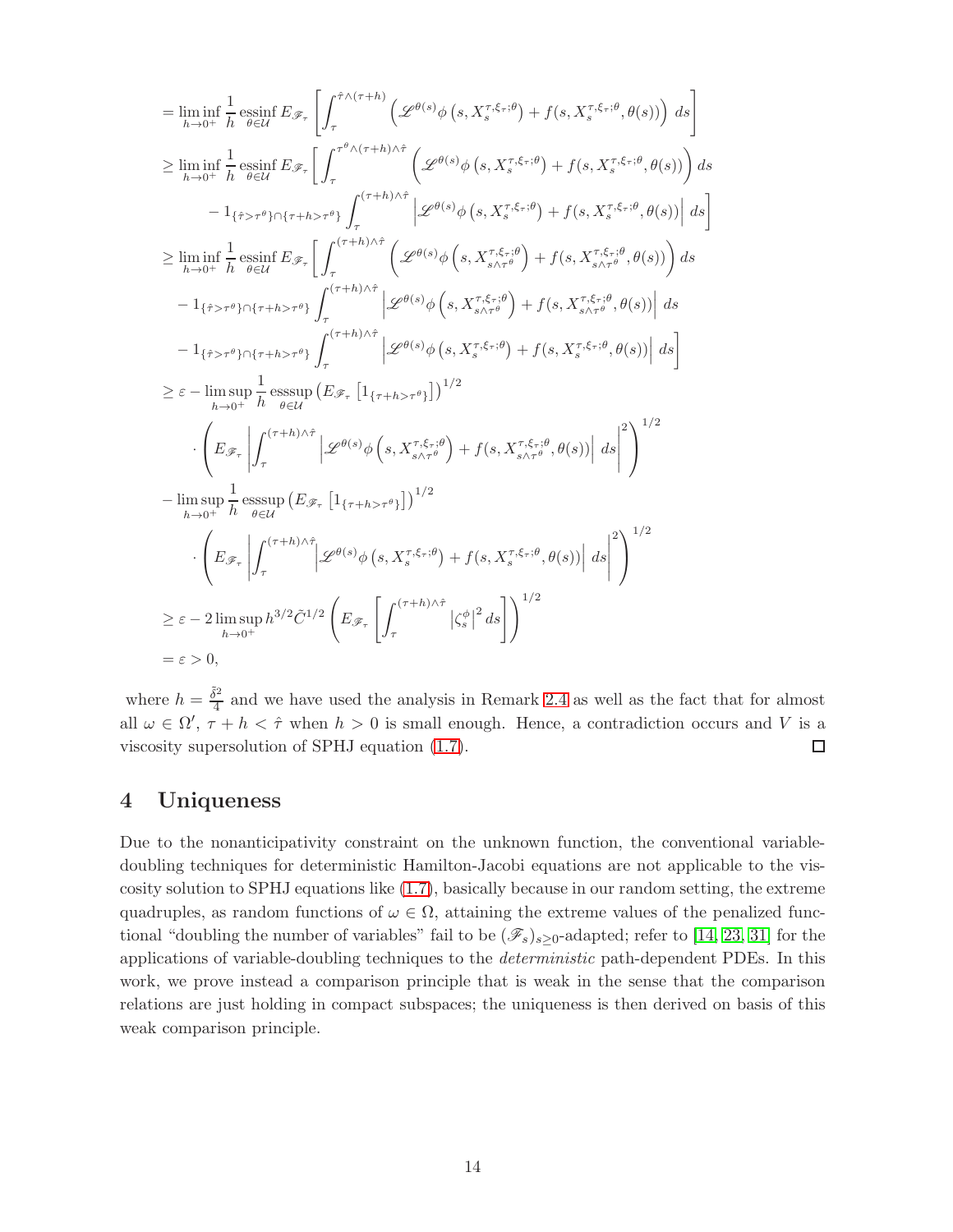$$
\begin{aligned}
&= \liminf_{h\to 0^+} \frac{1}{h} \operatorname*{essinf}_{\theta\in\mathcal{U}} E_{\mathscr{F}_\tau}\left[ \int_\tau^{\hat{\tau}\wedge(\tau+h)} \left( \mathscr{L}^{\theta(s)}\phi\left(s, X_s^{\tau,\xi_\tau;\theta}\right) + f(s, X_s^{\tau,\xi_\tau;\theta}, \theta(s)) \right)\, ds \right] \\
&\geq \liminf_{h\to 0^+} \frac{1}{h} \operatorname*{essinf}_{\theta\in\mathcal{U}} E_{\mathscr{F}_\tau}\Bigg[ \int_\tau^{\tau^\theta\wedge(\tau+h)\wedge\hat{\tau}} \left( \mathscr{L}^{\theta(s)}\phi\left(s, X_s^{\tau,\xi_\tau;\theta}\right) + f(s, X_s^{\tau,\xi_\tau;\theta}, \theta(s)) \right) ds \\
&\qquad - 1_{\{\hat{\tau}>\tau^\theta\}\cap\{\tau+h>\tau^\theta\}} \int_\tau^{(\tau+h)\wedge\hat{\tau}} \left| \mathscr{L}^{\theta(s)}\phi\left(s, X_s^{\tau,\xi_\tau;\theta}\right) + f(s, X_s^{\tau,\xi_\tau;\theta}, \theta(s)) \right| ds \Bigg] \\
&\geq \liminf_{h\to 0^+} \frac{1}{h} \operatorname*{essinf}_{\theta\in\mathcal{U}} E_{\mathscr{F}_\tau}\Bigg[ \int_\tau^{(\tau+h)\wedge\hat{\tau}} \left( \mathscr{L}^{\theta(s)}\phi\left(s, X_{s\wedge\tau^\theta}^{\tau,\xi_\tau;\theta}\right) + f(s, X_{s\wedge\tau^\theta}^{\tau,\xi_\tau;\theta}, \theta(s)) \right) ds \\
&\quad - 1_{\{\hat{\tau}>\tau^\theta\}\cap\{\tau+h>\tau^\theta\}} \int_\tau^{(\tau+h)\wedge\hat{\tau}} \left| \mathscr{L}^{\theta(s)}\phi\left(s, X_{s\wedge\tau^\theta}^{\tau,\xi_\tau;\theta}\right) + f(s, X_{s\wedge\tau^\theta}^{\tau,\xi_\tau;\theta}, \theta(s)) \right| ds \\
&\quad - 1_{\{\hat{\tau}>\tau^\theta\}\cap\{\tau+h>\tau^\theta\}} \int_\tau^{(\tau+h)\wedge\hat{\tau}} \left| \mathscr{L}^{\theta(s)}\phi\left(s, X_s^{\tau,\xi_\tau;\theta}\right) + f(s, X_s^{\tau,\xi_\tau;\theta}, \theta(s)) \right| ds \Bigg] \\
&\geq \varepsilon - \limsup_{h\to 0^+} \frac{1}{h} \operatorname*{esssup}_{\theta\in\mathcal{U}} \left( E_{\mathscr{F}_\tau}\left[ 1_{\{\tau+h>\tau^\theta\}} \right] \right)^{1/2} \\
&\qquad \cdot \left( E_{\mathscr{F}_\tau} \left| \int_\tau^{(\tau+h)\wedge\hat{\tau}} \left| \mathscr{L}^{\theta(s)}\phi\left(s, X_{s\wedge\tau^\theta}^{\tau,\xi_\tau;\theta}\right) + f(s, X_{s\wedge\tau^\theta}^{\tau,\xi_\tau;\theta}, \theta(s)) \right| ds \right|^2 \right)^{1/2} \\
&\quad - \limsup_{h\to 0^+} \frac{1}{h} \operatorname*{esssup}_{\theta\in\mathcal{U}} \left( E_{\mathscr{F}_\tau}\left[ 1_{\{\tau+h>\tau^\theta\}} \right] \right)^{1/2} \\
&\qquad \cdot \left( E_{\mathscr{F}_\tau} \left| \int_\tau^{(\tau+h)\wedge\hat{\tau}} \left| \mathscr{L}^{\theta(s)}\phi\left(s, X_s^{\tau,\xi_\tau;\theta}\right) + f(s, X_s^{\tau,\xi_\tau;\theta}, \theta(s)) \right| ds \right|^2 \right)^{1/2} \\
&\geq \varepsilon - 2 \limsup_{h\to 0^+} h^{3/2} \tilde{C}^{1/2} \left( E_{\mathscr{F}_\tau}\left[ \int_\tau^{(\tau+h)\wedge\hat{\tau}} \left| \zeta_s^\phi \right|^2 ds \right] \right)^{1/2} \\
&= \varepsilon > 0,
\end{aligned}
$$

where $h = \frac{\tilde{\delta}^2}{4}$ and we have used the analysis in Remark 2.4 as well as the fact that for almost all $\omega \in \Omega'$, $\tau + h < \hat{\tau}$ when $h > 0$ is small enough. Hence, a contradiction occurs and $V$ is a viscosity supersolution of SPHJ equation (1.7). $\square$

## 4 Uniqueness

Due to the nonanticipativity constraint on the unknown function, the conventional variable-doubling techniques for deterministic Hamilton-Jacobi equations are not applicable to the viscosity solution to SPHJ equations like (1.7), basically because in our random setting, the extreme quadruples, as random functions of $\omega \in \Omega$, attaining the extreme values of the penalized functional "doubling the number of variables" fail to be $(\mathscr{F}_s)_{s\geq 0}$-adapted; refer to [14, 23, 31] for the applications of variable-doubling techniques to the *deterministic* path-dependent PDEs. In this work, we prove instead a comparison principle that is weak in the sense that the comparison relations are just holding in compact subspaces; the uniqueness is then derived on basis of this weak comparison principle.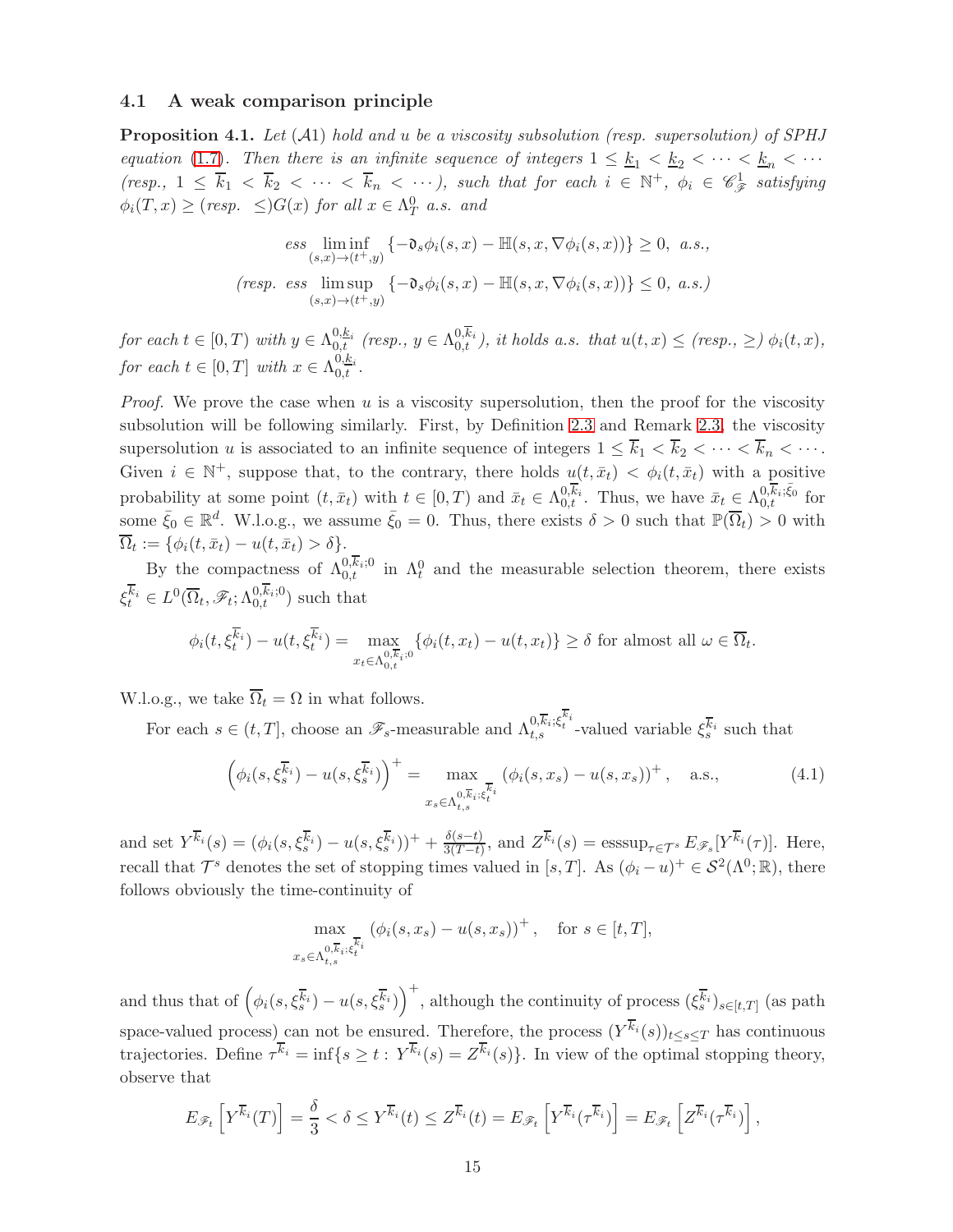### 4.1 A weak comparison principle

**Proposition 4.1.** *Let $(\mathcal{A}1)$ hold and $u$ be a viscosity subsolution (resp. supersolution) of SPHJ equation (1.7). Then there is an infinite sequence of integers $1 \leq \underline{k}_1 < \underline{k}_2 < \cdots < \underline{k}_n < \cdots$ (resp., $1 \leq \overline{k}_1 < \overline{k}_2 < \cdots < \overline{k}_n < \cdots$), such that for each $i \in \mathbb{N}^+$, $\phi_i \in \mathscr{C}^1_{\mathscr{F}}$ satisfying $\phi_i(T,x) \geq$ (resp. $\leq$)$G(x)$ for all $x \in \Lambda^0_T$ a.s. and*

$$
ess \liminf_{(s,x)\to(t^+,y)} \{-\mathfrak{d}_s\phi_i(s,x) - \mathbb{H}(s,x,\nabla\phi_i(s,x))\} \geq 0, \ a.s.,
$$

$$
(resp. \ ess \limsup_{(s,x)\to(t^+,y)} \{-\mathfrak{d}_s\phi_i(s,x) - \mathbb{H}(s,x,\nabla\phi_i(s,x))\} \leq 0, \ a.s.)
$$

*for each $t \in [0,T)$ with $y \in \Lambda^{0,\underline{k}_i}_{0,t}$ (resp., $y \in \Lambda^{0,\overline{k}_i}_{0,t}$), it holds a.s. that $u(t,x) \leq$ (resp., $\geq$) $\phi_i(t,x)$, for each $t \in [0,T]$ with $x \in \Lambda^{0,\underline{k}_i}_{0,t}$.*

*Proof.* We prove the case when $u$ is a viscosity supersolution, then the proof for the viscosity subsolution will be following similarly. First, by Definition 2.3 and Remark 2.3, the viscosity supersolution $u$ is associated to an infinite sequence of integers $1 \leq \overline{k}_1 < \overline{k}_2 < \cdots < \overline{k}_n < \cdots$. Given $i \in \mathbb{N}^+$, suppose that, to the contrary, there holds $u(t,\bar{x}_t) < \phi_i(t,\bar{x}_t)$ with a positive probability at some point $(t,\bar{x}_t)$ with $t \in [0,T)$ and $\bar{x}_t \in \Lambda^{0,\overline{k}_i}_{0,t}$. Thus, we have $\bar{x}_t \in \Lambda^{0,\overline{k}_i;\bar{\xi}_0}_{0,t}$ for some $\bar{\xi}_0 \in \mathbb{R}^d$. W.l.o.g., we assume $\bar{\xi}_0 = 0$. Thus, there exists $\delta > 0$ such that $\mathbb{P}(\overline{\Omega}_t) > 0$ with $\overline{\Omega}_t := \{\phi_i(t,\bar{x}_t) - u(t,\bar{x}_t) > \delta\}$.

By the compactness of $\Lambda^{0,\overline{k}_i;0}_{0,t}$ in $\Lambda^0_t$ and the measurable selection theorem, there exists $\xi^{\overline{k}_i}_t \in L^0(\overline{\Omega}_t, \mathscr{F}_t; \Lambda^{0,\overline{k}_i;0}_{0,t})$ such that

$$
\phi_i(t,\xi^{\overline{k}_i}_t) - u(t,\xi^{\overline{k}_i}_t) = \max_{x_t \in \Lambda^{0,\overline{k}_i;0}_{0,t}} \{\phi_i(t,x_t) - u(t,x_t)\} \geq \delta \text{ for almost all } \omega \in \overline{\Omega}_t.
$$

W.l.o.g., we take $\overline{\Omega}_t = \Omega$ in what follows.

For each $s \in (t,T]$, choose an $\mathscr{F}_s$-measurable and $\Lambda^{0,\overline{k}_i;\xi^{\overline{k}_i}_t}_{t,s}$-valued variable $\xi^{\overline{k}_i}_s$ such that

$$
\left(\phi_i(s,\xi^{\overline{k}_i}_s) - u(s,\xi^{\overline{k}_i}_s)\right)^+ = \max_{x_s \in \Lambda^{0,\overline{k}_i;\xi^{\overline{k}_i}_t}_{t,s}} (\phi_i(s,x_s) - u(s,x_s))^+, \quad \text{a.s.,} \tag{4.1}
$$

and set $Y^{\overline{k}_i}(s) = (\phi_i(s,\xi^{\overline{k}_i}_s) - u(s,\xi^{\overline{k}_i}_s))^+ + \frac{\delta(s-t)}{3(T-t)}$, and $Z^{\overline{k}_i}(s) = \operatorname{esssup}_{\tau\in\mathcal{T}^s} E_{\mathscr{F}_s}[Y^{\overline{k}_i}(\tau)]$. Here, recall that $\mathcal{T}^s$ denotes the set of stopping times valued in $[s,T]$. As $(\phi_i - u)^+ \in \mathcal{S}^2(\Lambda^0;\mathbb{R})$, there follows obviously the time-continuity of

$$
\max_{x_s \in \Lambda^{0,\overline{k}_i;\xi^{\overline{k}_i}_t}_{t,s}} (\phi_i(s,x_s) - u(s,x_s))^+, \quad \text{for } s \in [t,T],
$$

and thus that of $\left(\phi_i(s,\xi^{\overline{k}_i}_s) - u(s,\xi^{\overline{k}_i}_s)\right)^+$, although the continuity of process $(\xi^{\overline{k}_i}_s)_{s\in[t,T]}$ (as path space-valued process) can not be ensured. Therefore, the process $(Y^{\overline{k}_i}(s))_{t\leq s\leq T}$ has continuous trajectories. Define $\tau^{\overline{k}_i} = \inf\{s \geq t : Y^{\overline{k}_i}(s) = Z^{\overline{k}_i}(s)\}$. In view of the optimal stopping theory, observe that

$$
E_{\mathscr{F}_t}\left[Y^{\overline{k}_i}(T)\right] = \frac{\delta}{3} < \delta \leq Y^{\overline{k}_i}(t) \leq Z^{\overline{k}_i}(t) = E_{\mathscr{F}_t}\left[Y^{\overline{k}_i}(\tau^{\overline{k}_i})\right] = E_{\mathscr{F}_t}\left[Z^{\overline{k}_i}(\tau^{\overline{k}_i})\right],
$$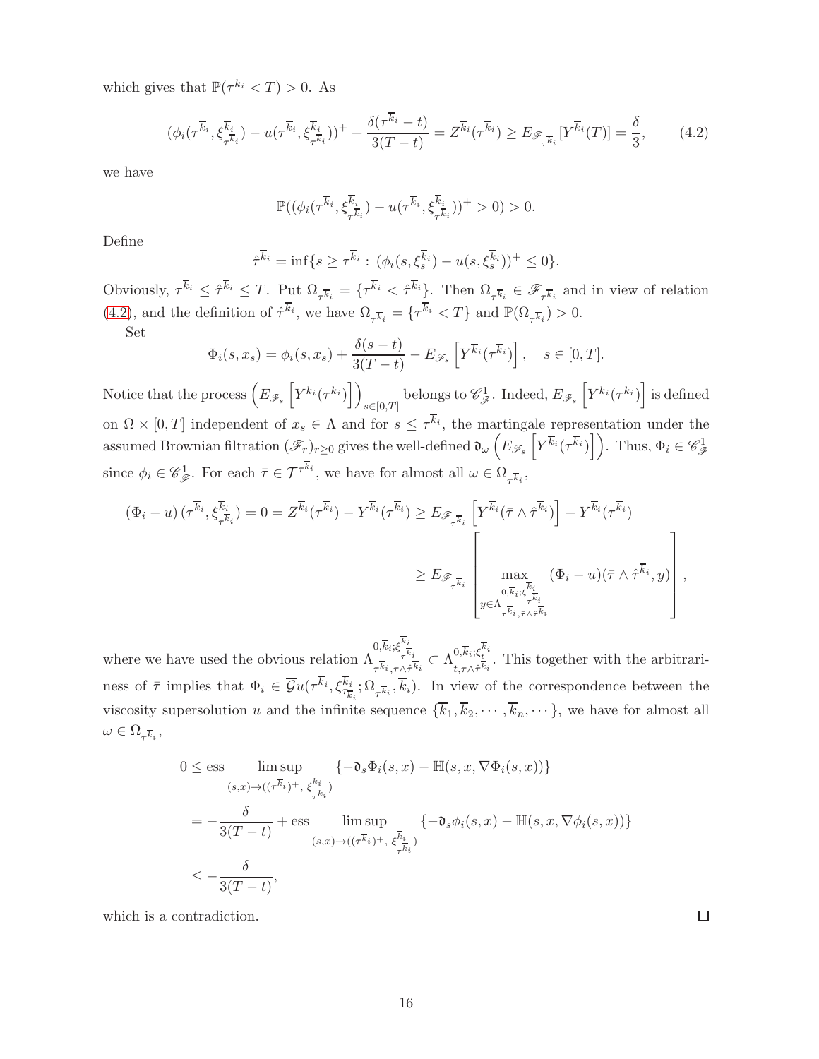which gives that $\mathbb{P}(\tau^{\overline{k}_i} < T) > 0$. As

$$(\phi_i(\tau^{\overline{k}_i}, \xi^{\overline{k}_i}_{\tau^{\overline{k}_i}}) - u(\tau^{\overline{k}_i}, \xi^{\overline{k}_i}_{\tau^{\overline{k}_i}}))^+ + \frac{\delta(\tau^{\overline{k}_i} - t)}{3(T-t)} = Z^{\overline{k}_i}(\tau^{\overline{k}_i}) \geq E_{\mathscr{F}_{\tau^{\overline{k}_i}}}[Y^{\overline{k}_i}(T)] = \frac{\delta}{3}, \tag{4.2}$$

we have

$$\mathbb{P}((\phi_i(\tau^{\overline{k}_i}, \xi^{\overline{k}_i}_{\tau^{\overline{k}_i}}) - u(\tau^{\overline{k}_i}, \xi^{\overline{k}_i}_{\tau^{\overline{k}_i}}))^+ > 0) > 0.$$

Define

$$\hat{\tau}^{\overline{k}_i} = \inf\{s \geq \tau^{\overline{k}_i} : (\phi_i(s, \xi^{\overline{k}_i}_s) - u(s, \xi^{\overline{k}_i}_s))^+ \leq 0\}.$$

Obviously, $\tau^{\overline{k}_i} \leq \hat{\tau}^{\overline{k}_i} \leq T$. Put $\Omega_{\tau^{\overline{k}_i}} = \{\tau^{\overline{k}_i} < \hat{\tau}^{\overline{k}_i}\}$. Then $\Omega_{\tau^{\overline{k}_i}} \in \mathscr{F}_{\tau^{\overline{k}_i}}$ and in view of relation (4.2), and the definition of $\hat{\tau}^{\overline{k}_i}$, we have $\Omega_{\tau^{\overline{k}_i}} = \{\tau^{\overline{k}_i} < T\}$ and $\mathbb{P}(\Omega_{\tau^{\overline{k}_i}}) > 0$.

Set

$$\Phi_i(s, x_s) = \phi_i(s, x_s) + \frac{\delta(s-t)}{3(T-t)} - E_{\mathscr{F}_s}\left[Y^{\overline{k}_i}(\tau^{\overline{k}_i})\right], \quad s \in [0, T].$$

Notice that the process $\left(E_{\mathscr{F}_s}\left[Y^{\overline{k}_i}(\tau^{\overline{k}_i})\right]\right)_{s\in[0,T]}$ belongs to $\mathscr{C}^1_{\mathscr{F}}$. Indeed, $E_{\mathscr{F}_s}\left[Y^{\overline{k}_i}(\tau^{\overline{k}_i})\right]$ is defined on $\Omega \times [0,T]$ independent of $x_s \in \Lambda$ and for $s \leq \tau^{\overline{k}_i}$, the martingale representation under the assumed Brownian filtration $(\mathscr{F}_r)_{r\geq 0}$ gives the well-defined $\mathfrak{d}_\omega\left(E_{\mathscr{F}_s}\left[Y^{\overline{k}_i}(\tau^{\overline{k}_i})\right]\right)$. Thus, $\Phi_i \in \mathscr{C}^1_{\mathscr{F}}$ since $\phi_i \in \mathscr{C}^1_{\mathscr{F}}$. For each $\bar{\tau} \in \mathcal{T}^{\tau^{\overline{k}_i}}$, we have for almost all $\omega \in \Omega_{\tau^{\overline{k}_i}}$,

$$\begin{aligned}
(\Phi_i - u)(\tau^{\overline{k}_i}, \xi^{\overline{k}_i}_{\tau^{\overline{k}_i}}) = 0 = Z^{\overline{k}_i}(\tau^{\overline{k}_i}) - Y^{\overline{k}_i}(\tau^{\overline{k}_i}) &\geq E_{\mathscr{F}_{\tau^{\overline{k}_i}}}\left[Y^{\overline{k}_i}(\bar{\tau} \wedge \hat{\tau}^{\overline{k}_i})\right] - Y^{\overline{k}_i}(\tau^{\overline{k}_i}) \\
&\geq E_{\mathscr{F}_{\tau^{\overline{k}_i}}}\left[\max_{y \in \Lambda^{0,\overline{k}_i;\xi^{\overline{k}_i}_{\tau^{\overline{k}_i}}}_{\tau^{\overline{k}_i}, \bar{\tau}\wedge\hat{\tau}^{\overline{k}_i}}} (\Phi_i - u)(\bar{\tau} \wedge \hat{\tau}^{\overline{k}_i}, y)\right],
\end{aligned}$$

where we have used the obvious relation $\Lambda^{0,\overline{k}_i;\xi^{\overline{k}_i}_{\tau^{\overline{k}_i}}}_{\tau^{\overline{k}_i}, \bar{\tau}\wedge\hat{\tau}^{\overline{k}_i}} \subset \Lambda^{0,\overline{k}_i;\xi^{\overline{k}_i}_t}_{t, \bar{\tau}\wedge\hat{\tau}^{\overline{k}_i}}$. This together with the arbitrariness of $\bar{\tau}$ implies that $\Phi_i \in \overline{\mathcal{G}}u(\tau^{\overline{k}_i}, \xi^{\overline{k}_i}_{\tau^{\overline{k}_i}}; \Omega_{\tau^{\overline{k}_i}}, \overline{k}_i)$. In view of the correspondence between the viscosity supersolution $u$ and the infinite sequence $\{\overline{k}_1, \overline{k}_2, \cdots, \overline{k}_n, \cdots\}$, we have for almost all $\omega \in \Omega_{\tau^{\overline{k}_i}}$,

$$\begin{aligned}
0 &\leq \text{ess} \limsup_{(s,x)\to((\tau^{\overline{k}_i})^+,\, \xi^{\overline{k}_i}_{\tau^{\overline{k}_i}})} \{-\mathfrak{d}_s \Phi_i(s,x) - \mathbb{H}(s, x, \nabla\Phi_i(s,x))\} \\
&= -\frac{\delta}{3(T-t)} + \text{ess} \limsup_{(s,x)\to((\tau^{\overline{k}_i})^+,\, \xi^{\overline{k}_i}_{\tau^{\overline{k}_i}})} \{-\mathfrak{d}_s \phi_i(s,x) - \mathbb{H}(s, x, \nabla\phi_i(s,x))\} \\
&\leq -\frac{\delta}{3(T-t)},
\end{aligned}$$

which is a contradiction. □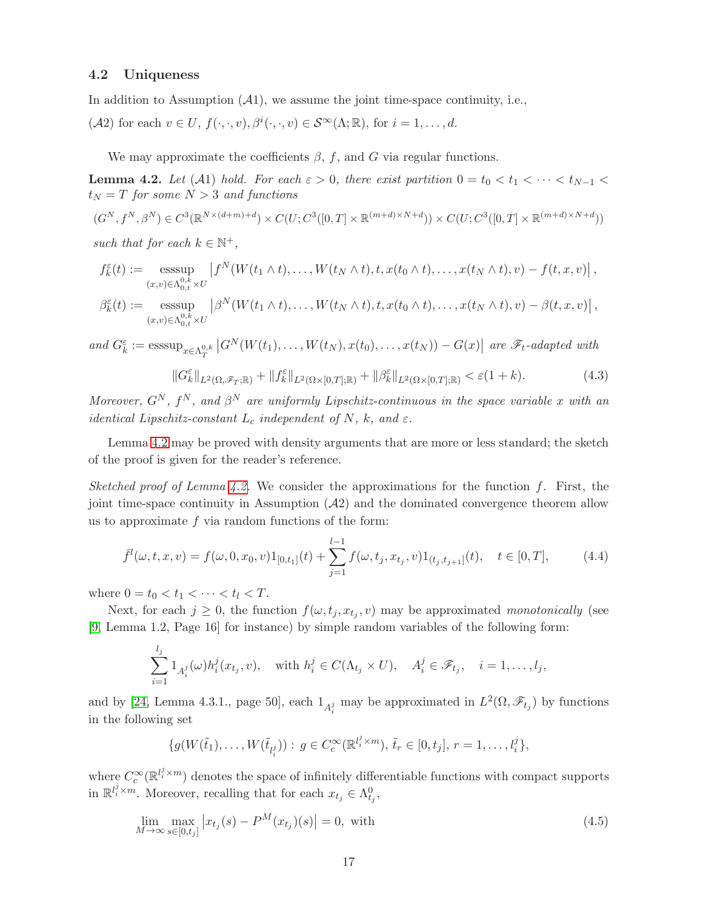### 4.2 Uniqueness

In addition to Assumption $(\mathcal{A}1)$, we assume the joint time-space continuity, i.e.,

$(\mathcal{A}2)$ for each $v \in U$, $f(\cdot,\cdot,v), \beta^i(\cdot,\cdot,v) \in \mathcal{S}^\infty(\Lambda;\mathbb{R})$, for $i = 1,\ldots,d$.

We may approximate the coefficients $\beta$, $f$, and $G$ via regular functions.

**Lemma 4.2.** *Let $(\mathcal{A}1)$ hold. For each $\varepsilon > 0$, there exist partition $0 = t_0 < t_1 < \cdots < t_{N-1} < t_N = T$ for some $N > 3$ and functions*

$$(G^N, f^N, \beta^N) \in C^3(\mathbb{R}^{N\times(d+m)+d}) \times C(U; C^3([0,T]\times\mathbb{R}^{(m+d)\times N+d})) \times C(U; C^3([0,T]\times\mathbb{R}^{(m+d)\times N+d}))$$

*such that for each $k \in \mathbb{N}^+$,*

$$f_k^\varepsilon(t) := \operatorname*{esssup}_{(x,v)\in\Lambda_{0,t}^{0,k}\times U} \left| f^N(W(t_1\wedge t),\ldots,W(t_N\wedge t),t,x(t_0\wedge t),\ldots,x(t_N\wedge t),v) - f(t,x,v)\right|,$$

$$\beta_k^\varepsilon(t) := \operatorname*{esssup}_{(x,v)\in\Lambda_{0,t}^{0,k}\times U} \left| \beta^N(W(t_1\wedge t),\ldots,W(t_N\wedge t),t,x(t_0\wedge t),\ldots,x(t_N\wedge t),v) - \beta(t,x,v)\right|,$$

*and $G_k^\varepsilon := \operatorname{esssup}_{x\in\Lambda_T^{0,k}} \left| G^N(W(t_1),\ldots,W(t_N),x(t_0),\ldots,x(t_N)) - G(x)\right|$ are $\mathscr{F}_t$-adapted with*

$$\|G_k^\varepsilon\|_{L^2(\Omega,\mathscr{F}_T;\mathbb{R})} + \|f_k^\varepsilon\|_{L^2(\Omega\times[0,T];\mathbb{R})} + \|\beta_k^\varepsilon\|_{L^2(\Omega\times[0,T];\mathbb{R})} < \varepsilon(1+k). \tag{4.3}$$

*Moreover, $G^N$, $f^N$, and $\beta^N$ are uniformly Lipschitz-continuous in the space variable $x$ with an identical Lipschitz-constant $L_c$ independent of $N$, $k$, and $\varepsilon$.*

Lemma 4.2 may be proved with density arguments that are more or less standard; the sketch of the proof is given for the reader's reference.

*Sketched proof of Lemma 4.2.* We consider the approximations for the function $f$. First, the joint time-space continuity in Assumption $(\mathcal{A}2)$ and the dominated convergence theorem allow us to approximate $f$ via random functions of the form:

$$\bar{f}^l(\omega,t,x,v) = f(\omega,0,x_0,v)1_{[0,t_1]}(t) + \sum_{j=1}^{l-1} f(\omega,t_j,x_{t_j},v)1_{(t_j,t_{j+1}]}(t), \quad t\in[0,T], \tag{4.4}$$

where $0 = t_0 < t_1 < \cdots < t_l < T$.

Next, for each $j \geq 0$, the function $f(\omega,t_j,x_{t_j},v)$ may be approximated *monotonically* (see [9, Lemma 1.2, Page 16] for instance) by simple random variables of the following form:

$$\sum_{i=1}^{l_j} 1_{A_i^j}(\omega) h_i^j(x_{t_j},v), \quad \text{with } h_i^j \in C(\Lambda_{t_j}\times U), \quad A_i^j \in \mathscr{F}_{t_j}, \quad i = 1,\ldots,l_j,$$

and by [24, Lemma 4.3.1., page 50], each $1_{A_i^j}$ may be approximated in $L^2(\Omega,\mathscr{F}_{t_j})$ by functions in the following set

$$\{g(W(\tilde{t}_1),\ldots,W(\tilde{t}_{l_i^j})) :\, g \in C_c^\infty(\mathbb{R}^{l_i^j\times m}),\, \tilde{t}_r \in [0,t_j],\, r = 1,\ldots,l_i^j\},$$

where $C_c^\infty(\mathbb{R}^{l_i^j\times m})$ denotes the space of infinitely differentiable functions with compact supports in $\mathbb{R}^{l_i^j\times m}$. Moreover, recalling that for each $x_{t_j} \in \Lambda_{t_j}^0$,

$$\lim_{M\to\infty} \max_{s\in[0,t_j]} \left| x_{t_j}(s) - P^M(x_{t_j})(s)\right| = 0, \text{ with} \tag{4.5}$$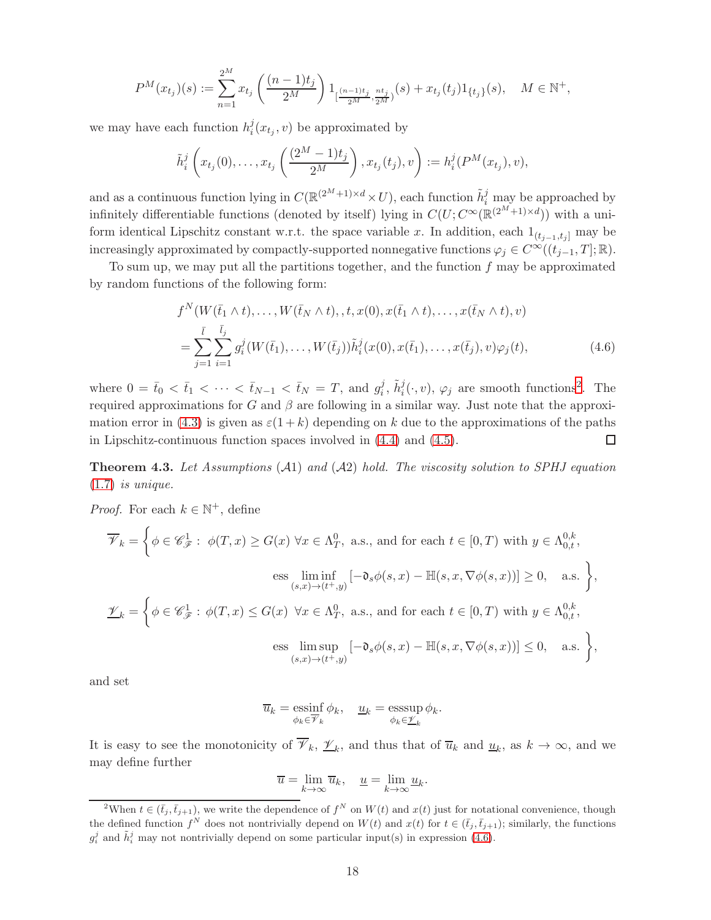$$P^M(x_{t_j})(s) := \sum_{n=1}^{2^M} x_{t_j}\left(\frac{(n-1)t_j}{2^M}\right) 1_{[\frac{(n-1)t_j}{2^M}, \frac{nt_j}{2^M})}(s) + x_{t_j}(t_j) 1_{\{t_j\}}(s), \quad M \in \mathbb{N}^+,$$

we may have each function $h_i^j(x_{t_j}, v)$ be approximated by

$$\tilde{h}_i^j\left(x_{t_j}(0), \ldots, x_{t_j}\left(\frac{(2^M-1)t_j}{2^M}\right), x_{t_j}(t_j), v\right) := h_i^j(P^M(x_{t_j}), v),$$

and as a continuous function lying in $C(\mathbb{R}^{(2^M+1)\times d} \times U)$, each function $\tilde{h}_i^j$ may be approached by infinitely differentiable functions (denoted by itself) lying in $C(U; C^\infty(\mathbb{R}^{(2^M+1)\times d}))$ with a uniform identical Lipschitz constant w.r.t. the space variable $x$. In addition, each $1_{(t_{j-1}, t_j]}$ may be increasingly approximated by compactly-supported nonnegative functions $\varphi_j \in C^\infty((t_{j-1}, T]; \mathbb{R})$.

To sum up, we may put all the partitions together, and the function $f$ may be approximated by random functions of the following form:

$$\begin{aligned} &f^N(W(\bar{t}_1 \wedge t), \ldots, W(\bar{t}_N \wedge t), , t, x(0), x(\bar{t}_1 \wedge t), \ldots, x(\bar{t}_N \wedge t), v) \\ &= \sum_{j=1}^{\bar{l}} \sum_{i=1}^{\bar{l}_j} g_i^j(W(\bar{t}_1), \ldots, W(\bar{t}_j)) \tilde{h}_i^j(x(0), x(\bar{t}_1), \ldots, x(\bar{t}_j), v) \varphi_j(t), \end{aligned} \tag{4.6}$$

where $0 = \bar{t}_0 < \bar{t}_1 < \cdots < \bar{t}_{N-1} < \bar{t}_N = T$, and $g_i^j$, $\tilde{h}_i^j(\cdot, v)$, $\varphi_j$ are smooth functions[2]. The required approximations for $G$ and $\beta$ are following in a similar way. Just note that the approximation error in (4.3) is given as $\varepsilon(1+k)$ depending on $k$ due to the approximations of the paths in Lipschitz-continuous function spaces involved in (4.4) and (4.5). $\square$

**Theorem 4.3.** *Let Assumptions $(\mathcal{A}1)$ and $(\mathcal{A}2)$ hold. The viscosity solution to SPHJ equation (1.7) is unique.*

*Proof.* For each $k \in \mathbb{N}^+$, define

$$\begin{aligned} \overline{\mathscr{V}}_k = \Bigg\{ \phi \in \mathscr{C}^1_{\mathscr{F}} :\ & \phi(T, x) \geq G(x)\ \forall x \in \Lambda_T^0, \text{ a.s., and for each } t \in [0, T) \text{ with } y \in \Lambda_{0,t}^{0,k}, \\ & \operatorname{ess} \liminf_{(s,x)\to(t^+,y)} \left[-\mathfrak{d}_s \phi(s, x) - \mathbb{H}(s, x, \nabla\phi(s, x))\right] \geq 0, \quad \text{a.s.} \Bigg\}, \\ \underline{\mathscr{V}}_k = \Bigg\{ \phi \in \mathscr{C}^1_{\mathscr{F}} :\ & \phi(T, x) \leq G(x)\ \forall x \in \Lambda_T^0, \text{ a.s., and for each } t \in [0, T) \text{ with } y \in \Lambda_{0,t}^{0,k}, \\ & \operatorname{ess} \limsup_{(s,x)\to(t^+,y)} \left[-\mathfrak{d}_s \phi(s, x) - \mathbb{H}(s, x, \nabla\phi(s, x))\right] \leq 0, \quad \text{a.s.} \Bigg\}, \end{aligned}$$

and set

$$\overline{u}_k = \operatorname*{essinf}_{\phi_k \in \overline{\mathscr{V}}_k} \phi_k, \quad \underline{u}_k = \operatorname*{esssup}_{\phi_k \in \underline{\mathscr{V}}_k} \phi_k.$$

It is easy to see the monotonicity of $\overline{\mathscr{V}}_k$, $\underline{\mathscr{V}}_k$, and thus that of $\overline{u}_k$ and $\underline{u}_k$, as $k \to \infty$, and we may define further

$$\overline{u} = \lim_{k\to\infty} \overline{u}_k, \quad \underline{u} = \lim_{k\to\infty} \underline{u}_k.$$

---

[2] When $t \in (\bar{t}_j, \bar{t}_{j+1})$, we write the dependence of $f^N$ on $W(t)$ and $x(t)$ just for notational convenience, though the defined function $f^N$ does not nontrivially depend on $W(t)$ and $x(t)$ for $t \in (\bar{t}_j, \bar{t}_{j+1})$; similarly, the functions $g_i^j$ and $\tilde{h}_i^j$ may not nontrivially depend on some particular input(s) in expression (4.6).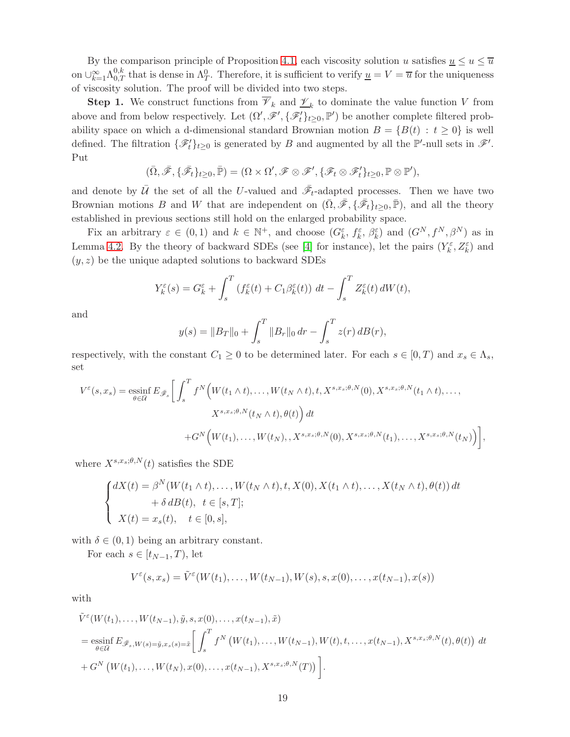By the comparison principle of Proposition 4.1, each viscosity solution $u$ satisfies $\underline{u} \leq u \leq \overline{u}$ on $\cup_{k=1}^{\infty} \Lambda_{0,T}^{0,k}$ that is dense in $\Lambda_T^0$. Therefore, it is sufficient to verify $\underline{u} = V = \overline{u}$ for the uniqueness of viscosity solution. The proof will be divided into two steps.

**Step 1.** We construct functions from $\overline{\mathscr{V}}_k$ and $\underline{\mathscr{V}}_k$ to dominate the value function $V$ from above and from below respectively. Let $(\Omega', \mathscr{F}', \{\mathscr{F}'_t\}_{t\geq 0}, \mathbb{P}')$ be another complete filtered probability space on which a d-dimensional standard Brownian motion $B = \{B(t) : t \geq 0\}$ is well defined. The filtration $\{\mathscr{F}'_t\}_{t\geq 0}$ is generated by $B$ and augmented by all the $\mathbb{P}'$-null sets in $\mathscr{F}'$. Put

$$(\bar{\Omega}, \bar{\mathscr{F}}, \{\bar{\mathscr{F}}_t\}_{t\geq 0}, \bar{\mathbb{P}}) = (\Omega \times \Omega', \mathscr{F} \otimes \mathscr{F}', \{\mathscr{F}_t \otimes \mathscr{F}'_t\}_{t\geq 0}, \mathbb{P} \otimes \mathbb{P}'),$$

and denote by $\bar{\mathcal{U}}$ the set of all the $U$-valued and $\bar{\mathscr{F}}_t$-adapted processes. Then we have two Brownian motions $B$ and $W$ that are independent on $(\bar{\Omega}, \bar{\mathscr{F}}, \{\bar{\mathscr{F}}_t\}_{t\geq 0}, \bar{\mathbb{P}})$, and all the theory established in previous sections still hold on the enlarged probability space.

Fix an arbitrary $\varepsilon \in (0,1)$ and $k \in \mathbb{N}^+$, and choose $(G_k^\varepsilon, f_k^\varepsilon, \beta_k^\varepsilon)$ and $(G^N, f^N, \beta^N)$ as in Lemma 4.2. By the theory of backward SDEs (see [4] for instance), let the pairs $(Y_k^\varepsilon, Z_k^\varepsilon)$ and $(y, z)$ be the unique adapted solutions to backward SDEs

$$Y_k^\varepsilon(s) = G_k^\varepsilon + \int_s^T \left(f_k^\varepsilon(t) + C_1 \beta_k^\varepsilon(t)\right) dt - \int_s^T Z_k^\varepsilon(t)\, dW(t),$$

and

$$y(s) = \|B_T\|_0 + \int_s^T \|B_r\|_0 \, dr - \int_s^T z(r)\, dB(r),$$

respectively, with the constant $C_1 \geq 0$ to be determined later. For each $s \in [0,T)$ and $x_s \in \Lambda_s$, set

$$\begin{aligned}
V^\varepsilon(s, x_s) = \operatorname*{essinf}_{\theta \in \bar{\mathcal{U}}} E_{\bar{\mathscr{F}}_s} \bigg[ \int_s^T & f^N\Big(W(t_1 \wedge t), \ldots, W(t_N \wedge t), t, X^{s,x_s;\theta,N}(0), X^{s,x_s;\theta,N}(t_1 \wedge t), \ldots, \\
& X^{s,x_s;\theta,N}(t_N \wedge t), \theta(t)\Big)\, dt \\
& + G^N\Big(W(t_1), \ldots, W(t_N), , X^{s,x_s;\theta,N}(0), X^{s,x_s;\theta,N}(t_1), \ldots, X^{s,x_s;\theta,N}(t_N)\Big)\bigg],
\end{aligned}$$

where $X^{s,x_s;\theta,N}(t)$ satisfies the SDE

$$\begin{cases}
dX(t) = \beta^N(W(t_1 \wedge t), \ldots, W(t_N \wedge t), t, X(0), X(t_1 \wedge t), \ldots, X(t_N \wedge t), \theta(t))\, dt \\
\qquad\qquad + \delta\, dB(t), \quad t \in [s,T]; \\
X(t) = x_s(t), \quad t \in [0,s],
\end{cases}$$

with $\delta \in (0,1)$ being an arbitrary constant.

For each $s \in [t_{N-1}, T)$, let

$$V^\varepsilon(s, x_s) = \tilde{V}^\varepsilon(W(t_1), \ldots, W(t_{N-1}), W(s), s, x(0), \ldots, x(t_{N-1}), x(s))$$

with

$$\begin{aligned}
&\tilde{V}^\varepsilon(W(t_1), \ldots, W(t_{N-1}), \tilde{y}, s, x(0), \ldots, x(t_{N-1}), \tilde{x}) \\
&= \operatorname*{essinf}_{\theta \in \bar{\mathcal{U}}} E_{\bar{\mathscr{F}}_s, W(s)=\tilde{y}, x_s(s)=\tilde{x}} \bigg[ \int_s^T f^N\left(W(t_1), \ldots, W(t_{N-1}), W(t), t, \ldots, x(t_{N-1}), X^{s,x_s;\theta,N}(t), \theta(t)\right) dt \\
&+ G^N\left(W(t_1), \ldots, W(t_N), x(0), \ldots, x(t_{N-1}), X^{s,x_s;\theta,N}(T)\right)\bigg].
\end{aligned}$$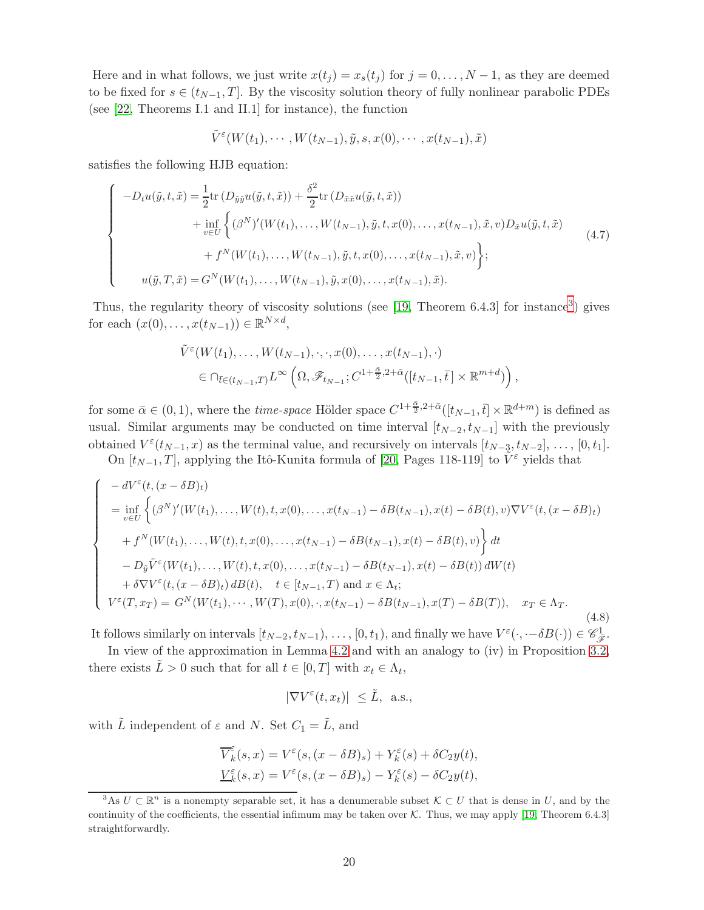Here and in what follows, we just write $x(t_j) = x_s(t_j)$ for $j = 0, \ldots, N-1$, as they are deemed to be fixed for $s \in (t_{N-1}, T]$. By the viscosity solution theory of fully nonlinear parabolic PDEs (see [22, Theorems I.1 and II.1] for instance), the function

$$\tilde{V}^{\varepsilon}(W(t_1), \cdots, W(t_{N-1}), \tilde{y}, s, x(0), \cdots, x(t_{N-1}), \tilde{x})$$

satisfies the following HJB equation:

$$\left\{\begin{aligned} & -D_t u(\tilde{y}, t, \tilde{x}) = \frac{1}{2}\mathrm{tr}\left(D_{\tilde{y}\tilde{y}} u(\tilde{y}, t, \tilde{x})\right) + \frac{\delta^2}{2}\mathrm{tr}\left(D_{\tilde{x}\tilde{x}} u(\tilde{y}, t, \tilde{x})\right) \\ & \qquad + \inf_{v \in U}\Big\{(\beta^N)'(W(t_1), \ldots, W(t_{N-1}), \tilde{y}, t, x(0), \ldots, x(t_{N-1}), \tilde{x}, v) D_{\tilde{x}} u(\tilde{y}, t, \tilde{x}) \\ & \qquad\quad + f^N(W(t_1), \ldots, W(t_{N-1}), \tilde{y}, t, x(0), \ldots, x(t_{N-1}), \tilde{x}, v)\Big\}; \\ & u(\tilde{y}, T, \tilde{x}) = G^N(W(t_1), \ldots, W(t_{N-1}), \tilde{y}, x(0), \ldots, x(t_{N-1}), \tilde{x}). \end{aligned}\right. \tag{4.7}$$

Thus, the regularity theory of viscosity solutions (see [19, Theorem 6.4.3] for instance[3]) gives for each $(x(0), \ldots, x(t_{N-1})) \in \mathbb{R}^{N \times d}$,

$$\begin{aligned} &\tilde{V}^{\varepsilon}(W(t_1), \ldots, W(t_{N-1}), \cdot, \cdot, x(0), \ldots, x(t_{N-1}), \cdot) \\ &\quad \in \cap_{\bar{t} \in (t_{N-1}, T)} L^{\infty}\left(\Omega, \mathscr{F}_{t_{N-1}}; C^{1+\frac{\bar{\alpha}}{2}, 2+\bar{\alpha}}([t_{N-1}, \bar{t}] \times \mathbb{R}^{m+d})\right), \end{aligned}$$

for some $\bar{\alpha} \in (0,1)$, where the *time-space* Hölder space $C^{1+\frac{\bar{\alpha}}{2}, 2+\bar{\alpha}}([t_{N-1}, \bar{t}] \times \mathbb{R}^{d+m})$ is defined as usual. Similar arguments may be conducted on time interval $[t_{N-2}, t_{N-1}]$ with the previously obtained $V^{\varepsilon}(t_{N-1}, x)$ as the terminal value, and recursively on intervals $[t_{N-3}, t_{N-2}]$, $\ldots$, $[0, t_1]$.

On $[t_{N-1}, T]$, applying the Itô-Kunita formula of [20, Pages 118-119] to $\tilde{V}^{\varepsilon}$ yields that

$$\left\{\begin{aligned} & -dV^{\varepsilon}(t, (x - \delta B)_t) \\ & = \inf_{v \in U}\Big\{(\beta^N)'(W(t_1), \ldots, W(t), t, x(0), \ldots, x(t_{N-1}) - \delta B(t_{N-1}), x(t) - \delta B(t), v) \nabla V^{\varepsilon}(t, (x - \delta B)_t) \\ & \quad + f^N(W(t_1), \ldots, W(t), t, x(0), \ldots, x(t_{N-1}) - \delta B(t_{N-1}), x(t) - \delta B(t), v)\Big\}\, dt \\ & \quad - D_{\tilde{y}} \tilde{V}^{\varepsilon}(W(t_1), \ldots, W(t), t, x(0), \ldots, x(t_{N-1}) - \delta B(t_{N-1}), x(t) - \delta B(t))\, dW(t) \\ & \quad + \delta \nabla V^{\varepsilon}(t, (x - \delta B)_t)\, dB(t), \quad t \in [t_{N-1}, T) \text{ and } x \in \Lambda_t; \\ & V^{\varepsilon}(T, x_T) = G^N(W(t_1), \cdots, W(T), x(0), \cdot, x(t_{N-1}) - \delta B(t_{N-1}), x(T) - \delta B(T)), \quad x_T \in \Lambda_T. \end{aligned}\right. \tag{4.8}$$

It follows similarly on intervals $[t_{N-2}, t_{N-1}), \ldots, [0, t_1)$, and finally we have $V^{\varepsilon}(\cdot, \cdot - \delta B(\cdot)) \in \mathscr{C}^1_{\bar{\mathscr{F}}}$.

In view of the approximation in Lemma 4.2 and with an analogy to (iv) in Proposition 3.2, there exists $\tilde{L} > 0$ such that for all $t \in [0, T]$ with $x_t \in \Lambda_t$,

$$|\nabla V^{\varepsilon}(t, x_t)| \le \tilde{L}, \text{ a.s.,}$$

with $\tilde{L}$ independent of $\varepsilon$ and $N$. Set $C_1 = \tilde{L}$, and

$$\begin{aligned} \overline{V}^{\varepsilon}_k(s, x) &= V^{\varepsilon}(s, (x - \delta B)_s) + Y^{\varepsilon}_k(s) + \delta C_2 y(t), \\ \underline{V}^{\varepsilon}_k(s, x) &= V^{\varepsilon}(s, (x - \delta B)_s) - Y^{\varepsilon}_k(s) - \delta C_2 y(t), \end{aligned}$$

[3] As $U \subset \mathbb{R}^n$ is a nonempty separable set, it has a denumerable subset $\mathcal{K} \subset U$ that is dense in $U$, and by the continuity of the coefficients, the essential infimum may be taken over $\mathcal{K}$. Thus, we may apply [19, Theorem 6.4.3] straightforwardly.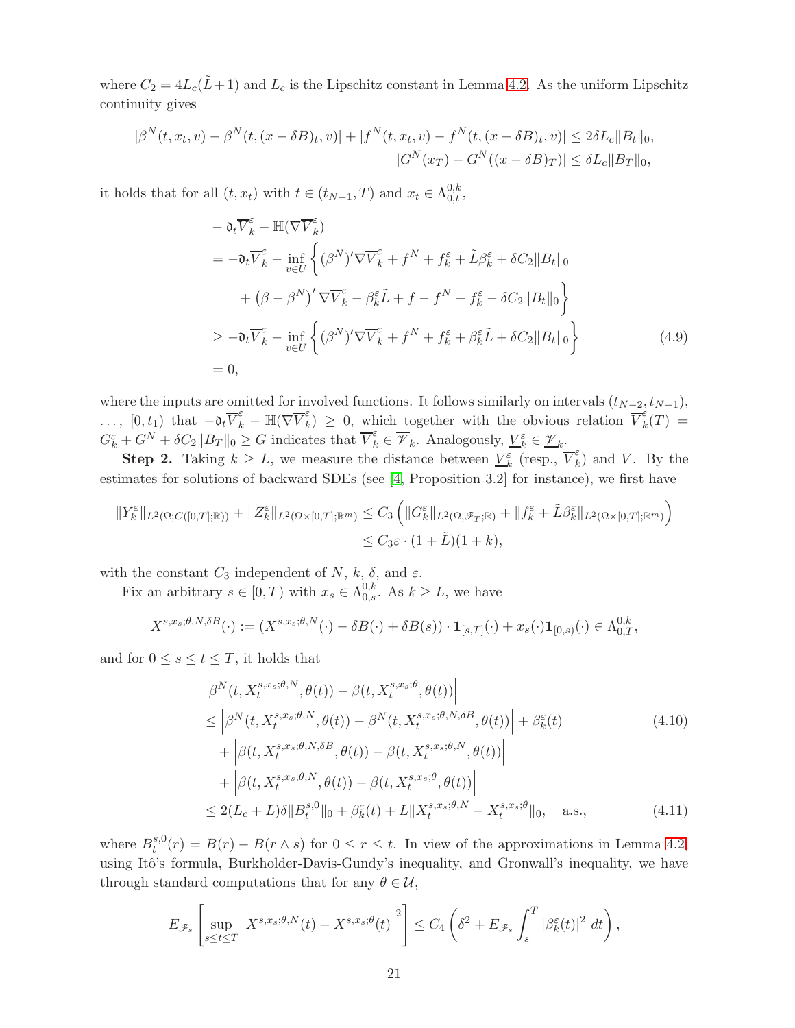where $C_2 = 4L_c(\tilde{L}+1)$ and $L_c$ is the Lipschitz constant in Lemma 4.2. As the uniform Lipschitz continuity gives

$$
\begin{aligned}
|\beta^N(t,x_t,v) - \beta^N(t,(x-\delta B)_t,v)| + |f^N(t,x_t,v) - f^N(t,(x-\delta B)_t,v)| &\le 2\delta L_c \|B_t\|_0, \\
|G^N(x_T) - G^N((x-\delta B)_T)| &\le \delta L_c \|B_T\|_0,
\end{aligned}
$$

it holds that for all $(t,x_t)$ with $t \in (t_{N-1},T)$ and $x_t \in \Lambda_{0,t}^{0,k}$,

$$
\begin{aligned}
& -\mathfrak{d}_t \overline{V}_k^{\varepsilon} - \mathbb{H}(\nabla \overline{V}_k^{\varepsilon}) \\
&= -\mathfrak{d}_t \overline{V}_k^{\varepsilon} - \inf_{v\in U} \bigg\{ (\beta^N)' \nabla \overline{V}_k^{\varepsilon} + f^N + f_k^{\varepsilon} + \tilde{L}\beta_k^{\varepsilon} + \delta C_2 \|B_t\|_0 \\
&\qquad + \left(\beta - \beta^N\right)' \nabla \overline{V}_k^{\varepsilon} - \beta_k^{\varepsilon}\tilde{L} + f - f^N - f_k^{\varepsilon} - \delta C_2 \|B_t\|_0 \bigg\} \\
&\ge -\mathfrak{d}_t \overline{V}_k^{\varepsilon} - \inf_{v\in U} \bigg\{ (\beta^N)' \nabla \overline{V}_k^{\varepsilon} + f^N + f_k^{\varepsilon} + \beta_k^{\varepsilon}\tilde{L} + \delta C_2 \|B_t\|_0 \bigg\} \qquad (4.9) \\
&= 0,
\end{aligned}
$$

where the inputs are omitted for involved functions. It follows similarly on intervals $(t_{N-2},t_{N-1})$, $\dots$, $[0,t_1)$ that $-\mathfrak{d}_t \overline{V}_k^{\varepsilon} - \mathbb{H}(\nabla \overline{V}_k^{\varepsilon}) \ge 0$, which together with the obvious relation $\overline{V}_k^{\varepsilon}(T) = G_k^{\varepsilon} + G^N + \delta C_2 \|B_T\|_0 \ge G$ indicates that $\overline{V}_k^{\varepsilon} \in \overline{\mathscr{V}}_k$. Analogously, $\underline{V}_k^{\varepsilon} \in \underline{\mathscr{V}}_k$.

**Step 2.** Taking $k \ge L$, we measure the distance between $\underline{V}_k^{\varepsilon}$ (resp., $\overline{V}_k^{\varepsilon}$) and $V$. By the estimates for solutions of backward SDEs (see [4, Proposition 3.2] for instance), we first have

$$
\begin{aligned}
\|Y_k^{\varepsilon}\|_{L^2(\Omega;C([0,T];\mathbb{R}))} + \|Z_k^{\varepsilon}\|_{L^2(\Omega\times[0,T];\mathbb{R}^m)} &\le C_3 \left( \|G_k^{\varepsilon}\|_{L^2(\Omega,\mathscr{F}_T;\mathbb{R})} + \|f_k^{\varepsilon} + \tilde{L}\beta_k^{\varepsilon}\|_{L^2(\Omega\times[0,T];\mathbb{R}^m)} \right) \\
&\le C_3 \varepsilon \cdot (1+\tilde{L})(1+k),
\end{aligned}
$$

with the constant $C_3$ independent of $N$, $k$, $\delta$, and $\varepsilon$.

Fix an arbitrary $s \in [0,T)$ with $x_s \in \Lambda_{0,s}^{0,k}$. As $k \ge L$, we have

$$
X^{s,x_s;\theta,N,\delta B}(\cdot) := (X^{s,x_s;\theta,N}(\cdot) - \delta B(\cdot) + \delta B(s)) \cdot \mathbf{1}_{[s,T]}(\cdot) + x_s(\cdot)\mathbf{1}_{[0,s)}(\cdot) \in \Lambda_{0,T}^{0,k},
$$

and for $0 \le s \le t \le T$, it holds that

$$
\begin{aligned}
& \left| \beta^N(t, X_t^{s,x_s;\theta,N}, \theta(t)) - \beta(t, X_t^{s,x_s;\theta}, \theta(t)) \right| \\
&\le \left| \beta^N(t, X_t^{s,x_s;\theta,N}, \theta(t)) - \beta^N(t, X_t^{s,x_s;\theta,N,\delta B}, \theta(t)) \right| + \beta_k^{\varepsilon}(t) \qquad (4.10) \\
&\quad + \left| \beta(t, X_t^{s,x_s;\theta,N,\delta B}, \theta(t)) - \beta(t, X_t^{s,x_s;\theta,N}, \theta(t)) \right| \\
&\quad + \left| \beta(t, X_t^{s,x_s;\theta,N}, \theta(t)) - \beta(t, X_t^{s,x_s;\theta}, \theta(t)) \right| \\
&\le 2(L_c + L)\delta \|B_t^{s,0}\|_0 + \beta_k^{\varepsilon}(t) + L\|X_t^{s,x_s;\theta,N} - X_t^{s,x_s;\theta}\|_0, \quad \text{a.s.}, \qquad (4.11)
\end{aligned}
$$

where $B_t^{s,0}(r) = B(r) - B(r\wedge s)$ for $0 \le r \le t$. In view of the approximations in Lemma 4.2, using Itô's formula, Burkholder-Davis-Gundy's inequality, and Gronwall's inequality, we have through standard computations that for any $\theta \in \mathcal{U}$,

$$
E_{\mathscr{F}_s}\left[ \sup_{s\le t\le T} \left| X^{s,x_s;\theta,N}(t) - X^{s,x_s;\theta}(t) \right|^2 \right] \le C_4 \left( \delta^2 + E_{\mathscr{F}_s} \int_s^T |\beta_k^{\varepsilon}(t)|^2 \, dt \right),
$$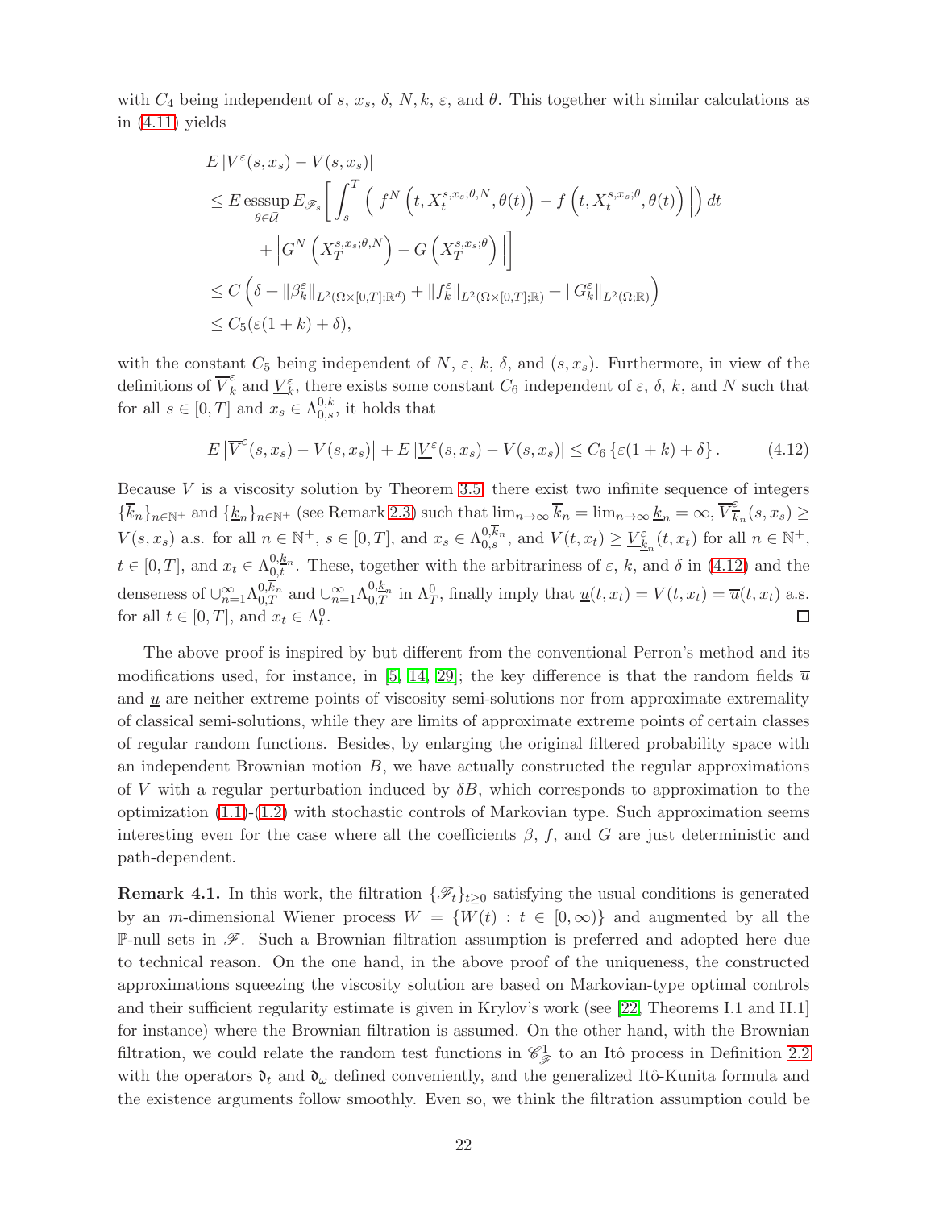with $C_4$ being independent of $s$, $x_s$, $\delta$, $N, k$, $\varepsilon$, and $\theta$. This together with similar calculations as in (4.11) yields

$$
\begin{aligned}
& E\left|V^{\varepsilon}(s,x_s)-V(s,x_s)\right| \\
& \leq E \operatorname*{esssup}_{\theta\in\overline{\mathcal{U}}} E_{\mathscr{F}_s}\left[\int_s^T \left(\left|f^N\left(t,X_t^{s,x_s;\theta,N},\theta(t)\right)-f\left(t,X_t^{s,x_s;\theta},\theta(t)\right)\right|\right)dt \right.\\
& \qquad \left. +\left|G^N\left(X_T^{s,x_s;\theta,N}\right)-G\left(X_T^{s,x_s;\theta}\right)\right|\right]\\
& \leq C\left(\delta+\|\beta_k^{\varepsilon}\|_{L^2(\Omega\times[0,T];\mathbb{R}^d)}+\|f_k^{\varepsilon}\|_{L^2(\Omega\times[0,T];\mathbb{R})}+\|G_k^{\varepsilon}\|_{L^2(\Omega;\mathbb{R})}\right)\\
& \leq C_5(\varepsilon(1+k)+\delta),
\end{aligned}
$$

with the constant $C_5$ being independent of $N$, $\varepsilon$, $k$, $\delta$, and $(s,x_s)$. Furthermore, in view of the definitions of $\overline{V}_k^{\varepsilon}$ and $\underline{V}_k^{\varepsilon}$, there exists some constant $C_6$ independent of $\varepsilon$, $\delta$, $k$, and $N$ such that for all $s\in[0,T]$ and $x_s\in\Lambda_{0,s}^{0,k}$, it holds that

$$
E\left|\overline{V}^{\varepsilon}(s,x_s)-V(s,x_s)\right|+E\left|\underline{V}^{\varepsilon}(s,x_s)-V(s,x_s)\right|\leq C_6\left\{\varepsilon(1+k)+\delta\right\}. \tag{4.12}
$$

Because $V$ is a viscosity solution by Theorem 3.5, there exist two infinite sequence of integers $\{\overline{k}_n\}_{n\in\mathbb{N}^+}$ and $\{\underline{k}_n\}_{n\in\mathbb{N}^+}$ (see Remark 2.3) such that $\lim_{n\to\infty}\overline{k}_n=\lim_{n\to\infty}\underline{k}_n=\infty$, $\overline{V}_{\overline{k}_n}^{\varepsilon}(s,x_s)\geq V(s,x_s)$ a.s. for all $n\in\mathbb{N}^+$, $s\in[0,T]$, and $x_s\in\Lambda_{0,s}^{0,\overline{k}_n}$, and $V(t,x_t)\geq\underline{V}_{\underline{k}_n}^{\varepsilon}(t,x_t)$ for all $n\in\mathbb{N}^+$, $t\in[0,T]$, and $x_t\in\Lambda_{0,t}^{0,\underline{k}_n}$. These, together with the arbitrariness of $\varepsilon$, $k$, and $\delta$ in (4.12) and the denseness of $\cup_{n=1}^{\infty}\Lambda_{0,T}^{0,\overline{k}_n}$ and $\cup_{n=1}^{\infty}\Lambda_{0,T}^{0,\underline{k}_n}$ in $\Lambda_T^0$, finally imply that $\underline{u}(t,x_t)=V(t,x_t)=\overline{u}(t,x_t)$ a.s. for all $t\in[0,T]$, and $x_t\in\Lambda_t^0$. □

The above proof is inspired by but different from the conventional Perron's method and its modifications used, for instance, in [5, 14, 29]; the key difference is that the random fields $\overline{u}$ and $\underline{u}$ are neither extreme points of viscosity semi-solutions nor from approximate extremality of classical semi-solutions, while they are limits of approximate extreme points of certain classes of regular random functions. Besides, by enlarging the original filtered probability space with an independent Brownian motion $B$, we have actually constructed the regular approximations of $V$ with a regular perturbation induced by $\delta B$, which corresponds to approximation to the optimization (1.1)-(1.2) with stochastic controls of Markovian type. Such approximation seems interesting even for the case where all the coefficients $\beta$, $f$, and $G$ are just deterministic and path-dependent.

**Remark 4.1.** In this work, the filtration $\{\mathscr{F}_t\}_{t\geq0}$ satisfying the usual conditions is generated by an $m$-dimensional Wiener process $W=\{W(t):t\in[0,\infty)\}$ and augmented by all the $\mathbb{P}$-null sets in $\mathscr{F}$. Such a Brownian filtration assumption is preferred and adopted here due to technical reason. On the one hand, in the above proof of the uniqueness, the constructed approximations squeezing the viscosity solution are based on Markovian-type optimal controls and their sufficient regularity estimate is given in Krylov's work (see [22, Theorems I.1 and II.1] for instance) where the Brownian filtration is assumed. On the other hand, with the Brownian filtration, we could relate the random test functions in $\mathscr{C}_{\mathscr{F}}^1$ to an Itô process in Definition 2.2 with the operators $\mathfrak{d}_t$ and $\mathfrak{d}_{\omega}$ defined conveniently, and the generalized Itô-Kunita formula and the existence arguments follow smoothly. Even so, we think the filtration assumption could be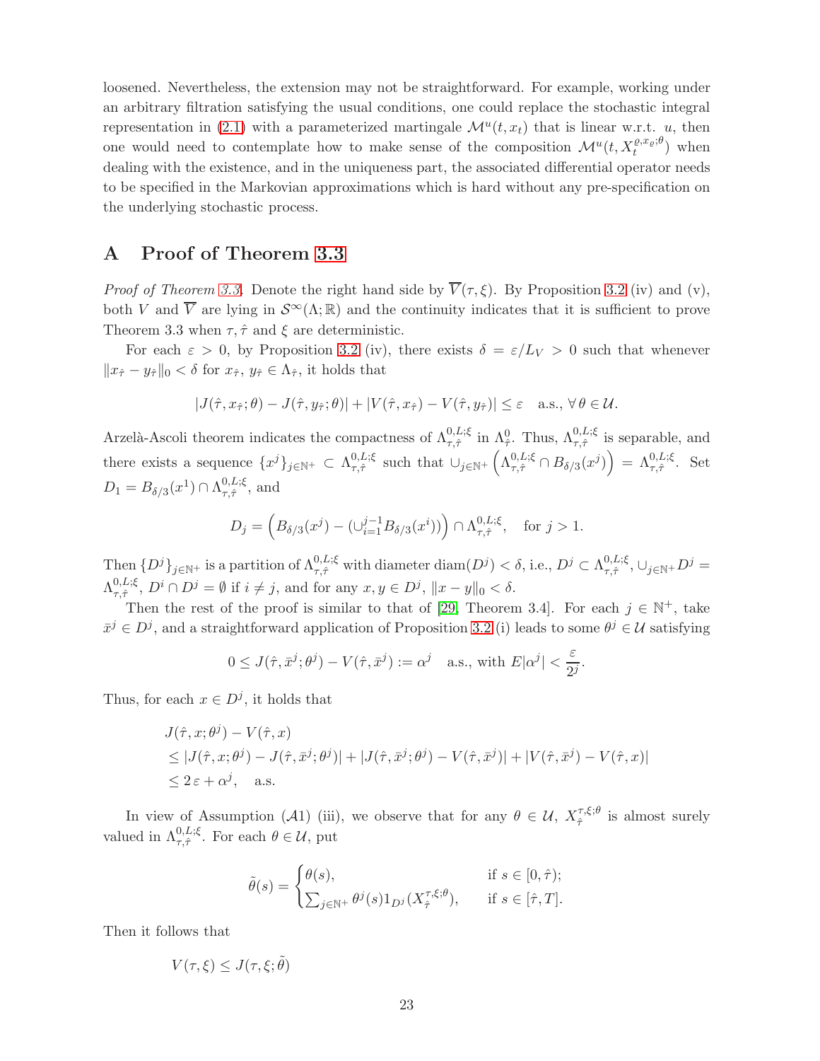loosened. Nevertheless, the extension may not be straightforward. For example, working under an arbitrary filtration satisfying the usual conditions, one could replace the stochastic integral representation in (2.1) with a parameterized martingale $\mathcal{M}^u(t, x_t)$ that is linear w.r.t. $u$, then one would need to contemplate how to make sense of the composition $\mathcal{M}^u(t, X_t^{\varrho,x_\varrho;\theta})$ when dealing with the existence, and in the uniqueness part, the associated differential operator needs to be specified in the Markovian approximations which is hard without any pre-specification on the underlying stochastic process.

# A Proof of Theorem 3.3

*Proof of Theorem 3.3.* Denote the right hand side by $\overline{V}(\tau, \xi)$. By Proposition 3.2 (iv) and (v), both $V$ and $\overline{V}$ are lying in $\mathcal{S}^\infty(\Lambda; \mathbb{R})$ and the continuity indicates that it is sufficient to prove Theorem 3.3 when $\tau, \hat{\tau}$ and $\xi$ are deterministic.

For each $\varepsilon > 0$, by Proposition 3.2 (iv), there exists $\delta = \varepsilon/L_V > 0$ such that whenever $\|x_{\hat{\tau}} - y_{\hat{\tau}}\|_0 < \delta$ for $x_{\hat{\tau}}, y_{\hat{\tau}} \in \Lambda_{\hat{\tau}}$, it holds that

$$|J(\hat{\tau}, x_{\hat{\tau}}; \theta) - J(\hat{\tau}, y_{\hat{\tau}}; \theta)| + |V(\hat{\tau}, x_{\hat{\tau}}) - V(\hat{\tau}, y_{\hat{\tau}})| \le \varepsilon \quad \text{a.s.}, \ \forall\, \theta \in \mathcal{U}.$$

Arzelà-Ascoli theorem indicates the compactness of $\Lambda^{0,L;\xi}_{\tau,\hat{\tau}}$ in $\Lambda^0_{\hat{\tau}}$. Thus, $\Lambda^{0,L;\xi}_{\tau,\hat{\tau}}$ is separable, and there exists a sequence $\{x^j\}_{j\in\mathbb{N}^+} \subset \Lambda^{0,L;\xi}_{\tau,\hat{\tau}}$ such that $\cup_{j\in\mathbb{N}^+}\left(\Lambda^{0,L;\xi}_{\tau,\hat{\tau}} \cap B_{\delta/3}(x^j)\right) = \Lambda^{0,L;\xi}_{\tau,\hat{\tau}}$. Set $D_1 = B_{\delta/3}(x^1) \cap \Lambda^{0,L;\xi}_{\tau,\hat{\tau}}$, and

$$D_j = \left(B_{\delta/3}(x^j) - (\cup_{i=1}^{j-1} B_{\delta/3}(x^i))\right) \cap \Lambda^{0,L;\xi}_{\tau,\hat{\tau}}, \quad \text{for } j > 1.$$

Then $\{D^j\}_{j\in\mathbb{N}^+}$ is a partition of $\Lambda^{0,L;\xi}_{\tau,\hat{\tau}}$ with diameter $\text{diam}(D^j) < \delta$, i.e., $D^j \subset \Lambda^{0,L;\xi}_{\tau,\hat{\tau}}$, $\cup_{j\in\mathbb{N}^+} D^j = \Lambda^{0,L;\xi}_{\tau,\hat{\tau}}$, $D^i \cap D^j = \emptyset$ if $i \neq j$, and for any $x, y \in D^j$, $\|x - y\|_0 < \delta$.

Then the rest of the proof is similar to that of [29, Theorem 3.4]. For each $j \in \mathbb{N}^+$, take $\bar{x}^j \in D^j$, and a straightforward application of Proposition 3.2 (i) leads to some $\theta^j \in \mathcal{U}$ satisfying

$$0 \le J(\hat{\tau}, \bar{x}^j; \theta^j) - V(\hat{\tau}, \bar{x}^j) := \alpha^j \quad \text{a.s., with } E|\alpha^j| < \frac{\varepsilon}{2^j}.$$

Thus, for each $x \in D^j$, it holds that

$$\begin{aligned}
&J(\hat{\tau}, x; \theta^j) - V(\hat{\tau}, x) \\
&\le |J(\hat{\tau}, x; \theta^j) - J(\hat{\tau}, \bar{x}^j; \theta^j)| + |J(\hat{\tau}, \bar{x}^j; \theta^j) - V(\hat{\tau}, \bar{x}^j)| + |V(\hat{\tau}, \bar{x}^j) - V(\hat{\tau}, x)| \\
&\le 2\,\varepsilon + \alpha^j, \quad \text{a.s.}
\end{aligned}$$

In view of Assumption $(\mathcal{A}1)$ (iii), we observe that for any $\theta \in \mathcal{U}$, $X^{\tau,\xi;\theta}_{\hat{\tau}}$ is almost surely valued in $\Lambda^{0,L;\xi}_{\tau,\hat{\tau}}$. For each $\theta \in \mathcal{U}$, put

$$\tilde{\theta}(s) = \begin{cases} \theta(s), & \text{if } s \in [0, \hat{\tau}); \\ \sum_{j\in\mathbb{N}^+} \theta^j(s) 1_{D^j}(X^{\tau,\xi;\theta}_{\hat{\tau}}), & \text{if } s \in [\hat{\tau}, T]. \end{cases}$$

Then it follows that

$$V(\tau, \xi) \le J(\tau, \xi; \tilde{\theta})$$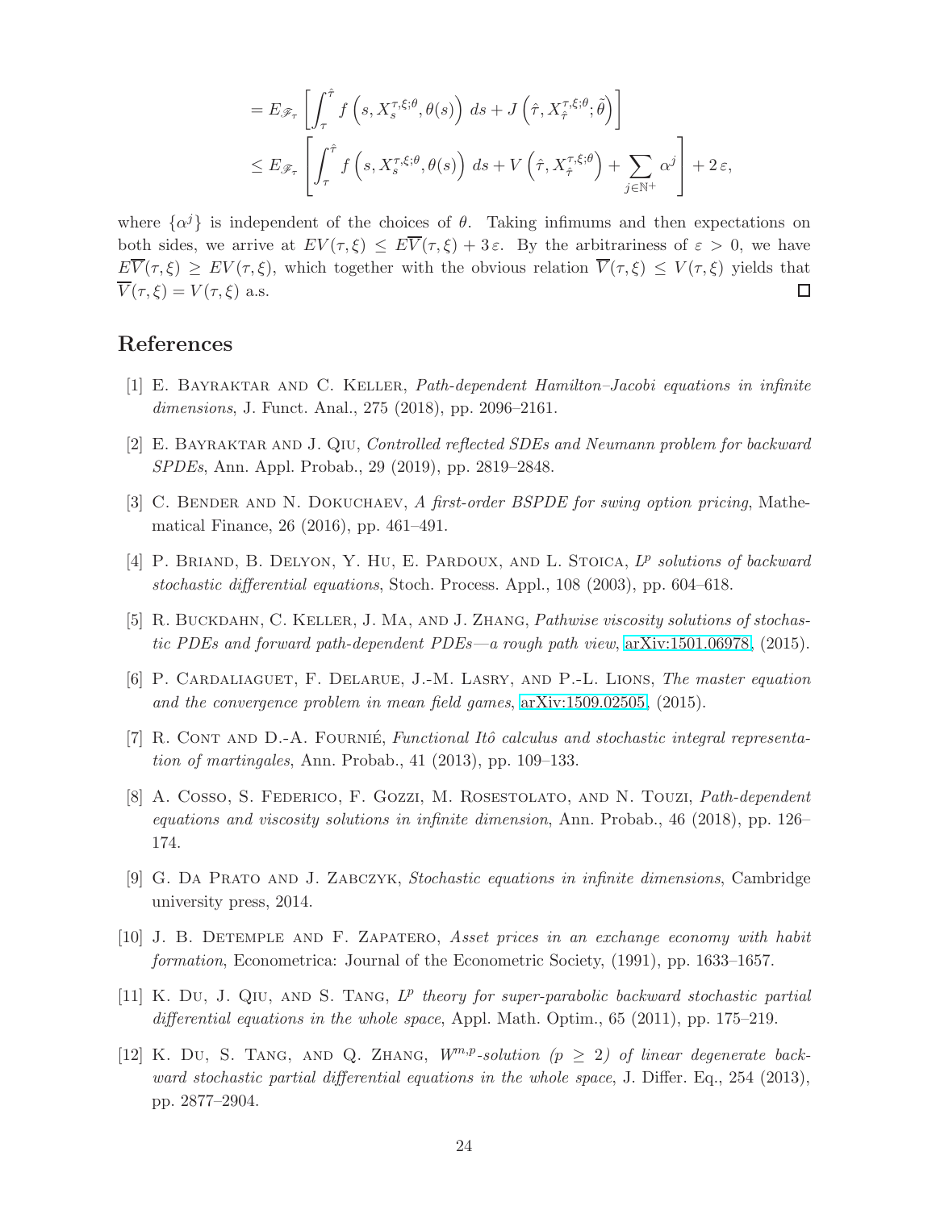$$
\begin{aligned}
&= E_{\mathscr{F}_\tau}\left[\int_\tau^{\hat{\tau}} f\left(s, X_s^{\tau,\xi;\theta}, \theta(s)\right)\, ds + J\left(\hat{\tau}, X_{\hat{\tau}}^{\tau,\xi;\theta}; \tilde{\theta}\right)\right] \\
&\leq E_{\mathscr{F}_\tau}\left[\int_\tau^{\hat{\tau}} f\left(s, X_s^{\tau,\xi;\theta}, \theta(s)\right)\, ds + V\left(\hat{\tau}, X_{\hat{\tau}}^{\tau,\xi;\theta}\right) + \sum_{j\in\mathbb{N}^+} \alpha^j\right] + 2\,\varepsilon,
\end{aligned}
$$

where $\{\alpha^j\}$ is independent of the choices of $\theta$. Taking infimums and then expectations on both sides, we arrive at $EV(\tau,\xi) \leq E\overline{V}(\tau,\xi) + 3\,\varepsilon$. By the arbitrariness of $\varepsilon > 0$, we have $E\overline{V}(\tau,\xi) \geq EV(\tau,\xi)$, which together with the obvious relation $\overline{V}(\tau,\xi) \leq V(\tau,\xi)$ yields that $\overline{V}(\tau,\xi) = V(\tau,\xi)$ a.s. □

## References

[1] E. Bayraktar and C. Keller, *Path-dependent Hamilton–Jacobi equations in infinite dimensions*, J. Funct. Anal., 275 (2018), pp. 2096–2161.

[2] E. Bayraktar and J. Qiu, *Controlled reflected SDEs and Neumann problem for backward SPDEs*, Ann. Appl. Probab., 29 (2019), pp. 2819–2848.

[3] C. Bender and N. Dokuchaev, *A first-order BSPDE for swing option pricing*, Mathematical Finance, 26 (2016), pp. 461–491.

[4] P. Briand, B. Delyon, Y. Hu, E. Pardoux, and L. Stoica, *$L^p$ solutions of backward stochastic differential equations*, Stoch. Process. Appl., 108 (2003), pp. 604–618.

[5] R. Buckdahn, C. Keller, J. Ma, and J. Zhang, *Pathwise viscosity solutions of stochastic PDEs and forward path-dependent PDEs—a rough path view*, arXiv:1501.06978, (2015).

[6] P. Cardaliaguet, F. Delarue, J.-M. Lasry, and P.-L. Lions, *The master equation and the convergence problem in mean field games*, arXiv:1509.02505, (2015).

[7] R. Cont and D.-A. Fournié, *Functional Itô calculus and stochastic integral representation of martingales*, Ann. Probab., 41 (2013), pp. 109–133.

[8] A. Cosso, S. Federico, F. Gozzi, M. Rosestolato, and N. Touzi, *Path-dependent equations and viscosity solutions in infinite dimension*, Ann. Probab., 46 (2018), pp. 126–174.

[9] G. Da Prato and J. Zabczyk, *Stochastic equations in infinite dimensions*, Cambridge university press, 2014.

[10] J. B. Detemple and F. Zapatero, *Asset prices in an exchange economy with habit formation*, Econometrica: Journal of the Econometric Society, (1991), pp. 1633–1657.

[11] K. Du, J. Qiu, and S. Tang, *$L^p$ theory for super-parabolic backward stochastic partial differential equations in the whole space*, Appl. Math. Optim., 65 (2011), pp. 175–219.

[12] K. Du, S. Tang, and Q. Zhang, *$W^{m,p}$-solution ($p \geq 2$) of linear degenerate backward stochastic partial differential equations in the whole space*, J. Differ. Eq., 254 (2013), pp. 2877–2904.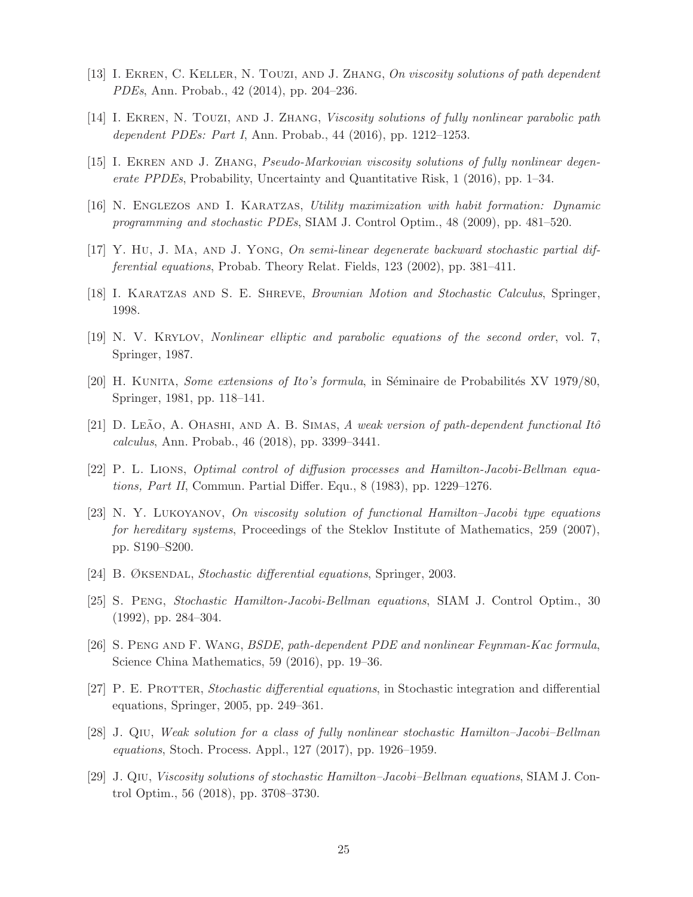[13] I. Ekren, C. Keller, N. Touzi, and J. Zhang, *On viscosity solutions of path dependent PDEs*, Ann. Probab., 42 (2014), pp. 204–236.

[14] I. Ekren, N. Touzi, and J. Zhang, *Viscosity solutions of fully nonlinear parabolic path dependent PDEs: Part I*, Ann. Probab., 44 (2016), pp. 1212–1253.

[15] I. Ekren and J. Zhang, *Pseudo-Markovian viscosity solutions of fully nonlinear degenerate PPDEs*, Probability, Uncertainty and Quantitative Risk, 1 (2016), pp. 1–34.

[16] N. Englezos and I. Karatzas, *Utility maximization with habit formation: Dynamic programming and stochastic PDEs*, SIAM J. Control Optim., 48 (2009), pp. 481–520.

[17] Y. Hu, J. Ma, and J. Yong, *On semi-linear degenerate backward stochastic partial differential equations*, Probab. Theory Relat. Fields, 123 (2002), pp. 381–411.

[18] I. Karatzas and S. E. Shreve, *Brownian Motion and Stochastic Calculus*, Springer, 1998.

[19] N. V. Krylov, *Nonlinear elliptic and parabolic equations of the second order*, vol. 7, Springer, 1987.

[20] H. Kunita, *Some extensions of Ito's formula*, in Séminaire de Probabilités XV 1979/80, Springer, 1981, pp. 118–141.

[21] D. Leão, A. Ohashi, and A. B. Simas, *A weak version of path-dependent functional Itô calculus*, Ann. Probab., 46 (2018), pp. 3399–3441.

[22] P. L. Lions, *Optimal control of diffusion processes and Hamilton-Jacobi-Bellman equations, Part II*, Commun. Partial Differ. Equ., 8 (1983), pp. 1229–1276.

[23] N. Y. Lukoyanov, *On viscosity solution of functional Hamilton–Jacobi type equations for hereditary systems*, Proceedings of the Steklov Institute of Mathematics, 259 (2007), pp. S190–S200.

[24] B. Øksendal, *Stochastic differential equations*, Springer, 2003.

[25] S. Peng, *Stochastic Hamilton-Jacobi-Bellman equations*, SIAM J. Control Optim., 30 (1992), pp. 284–304.

[26] S. Peng and F. Wang, *BSDE, path-dependent PDE and nonlinear Feynman-Kac formula*, Science China Mathematics, 59 (2016), pp. 19–36.

[27] P. E. Protter, *Stochastic differential equations*, in Stochastic integration and differential equations, Springer, 2005, pp. 249–361.

[28] J. Qiu, *Weak solution for a class of fully nonlinear stochastic Hamilton–Jacobi–Bellman equations*, Stoch. Process. Appl., 127 (2017), pp. 1926–1959.

[29] J. Qiu, *Viscosity solutions of stochastic Hamilton–Jacobi–Bellman equations*, SIAM J. Control Optim., 56 (2018), pp. 3708–3730.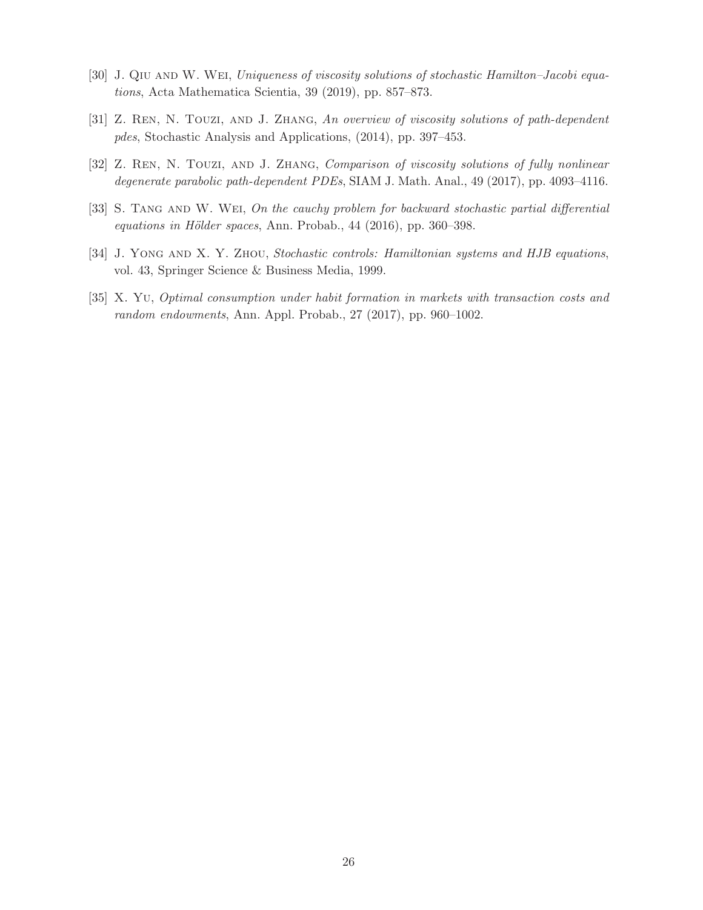[30] J. Qiu and W. Wei, *Uniqueness of viscosity solutions of stochastic Hamilton–Jacobi equations*, Acta Mathematica Scientia, 39 (2019), pp. 857–873.

[31] Z. Ren, N. Touzi, and J. Zhang, *An overview of viscosity solutions of path-dependent pdes*, Stochastic Analysis and Applications, (2014), pp. 397–453.

[32] Z. Ren, N. Touzi, and J. Zhang, *Comparison of viscosity solutions of fully nonlinear degenerate parabolic path-dependent PDEs*, SIAM J. Math. Anal., 49 (2017), pp. 4093–4116.

[33] S. Tang and W. Wei, *On the cauchy problem for backward stochastic partial differential equations in Hölder spaces*, Ann. Probab., 44 (2016), pp. 360–398.

[34] J. Yong and X. Y. Zhou, *Stochastic controls: Hamiltonian systems and HJB equations*, vol. 43, Springer Science & Business Media, 1999.

[35] X. Yu, *Optimal consumption under habit formation in markets with transaction costs and random endowments*, Ann. Appl. Probab., 27 (2017), pp. 960–1002.